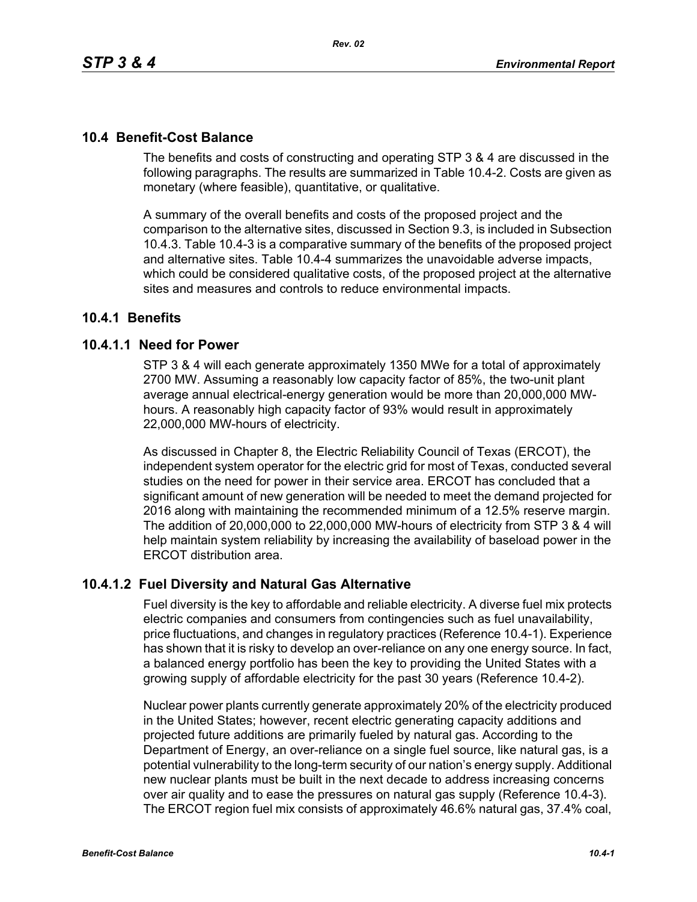## 10.4 Benefit-Cost Balance

The benefits and costs of constructing and operating STP 3 & 4 are discussed in the following paragraphs. The results are summarized in Table 10.4-2. Costs are given as monetary (where feasible), quantitative, or qualitative.

A summary of the overall benefits and costs of the proposed project and the comparison to the alternative sites, discussed in Section 9.3, is included in Subsection 10.4.3. Table 10.4-3 is a comparative summary of the benefits of the proposed project and alternative sites. Table 10.4-4 summarizes the unavoidable adverse impacts, which could be considered qualitative costs, of the proposed project at the alternative sites and measures and controls to reduce environmental impacts.

## 10.4.1 Benefits

### 10.4.1.1 Need for Power

STP 3 & 4 will each generate approximately 1350 MWe for a total of approximately 2700 MW. Assuming a reasonably low capacity factor of 85%, the two-unit plant average annual electrical-energy generation would be more than 20,000,000 MW-hours. A reasonably high capacity factor of 93% would result in approximately 22,000,000 MW-hours of electricity.

As discussed in Chapter 8, the Electric Reliability Council of Texas (ERCOT), the independent system operator for the electric grid for most of Texas, conducted several studies on the need for power in their service area. ERCOT has concluded that a significant amount of new generation will be needed to meet the demand projected for 2016 along with maintaining the recommended minimum of a 12.5% reserve margin. The addition of 20,000,000 to 22,000,000 MW-hours of electricity from STP 3 & 4 will help maintain system reliability by increasing the availability of baseload power in the ERCOT distribution area.

### 10.4.1.2 Fuel Diversity and Natural Gas Alternative

Fuel diversity is the key to affordable and reliable electricity. A diverse fuel mix protects electric companies and consumers from contingencies such as fuel unavailability, price fluctuations, and changes in regulatory practices (Reference 10.4-1). Experience has shown that it is risky to develop an over-reliance on any one energy source. In fact, a balanced energy portfolio has been the key to providing the United States with a growing supply of affordable electricity for the past 30 years (Reference 10.4-2).

Nuclear power plants currently generate approximately 20% of the electricity produced in the United States; however, recent electric generating capacity additions and projected future additions are primarily fueled by natural gas. According to the Department of Energy, an over-reliance on a single fuel source, like natural gas, is a potential vulnerability to the long-term security of our nation's energy supply. Additional new nuclear plants must be built in the next decade to address increasing concerns over air quality and to ease the pressures on natural gas supply (Reference 10.4-3). The ERCOT region fuel mix consists of approximately 46.6% natural gas, 37.4% coal,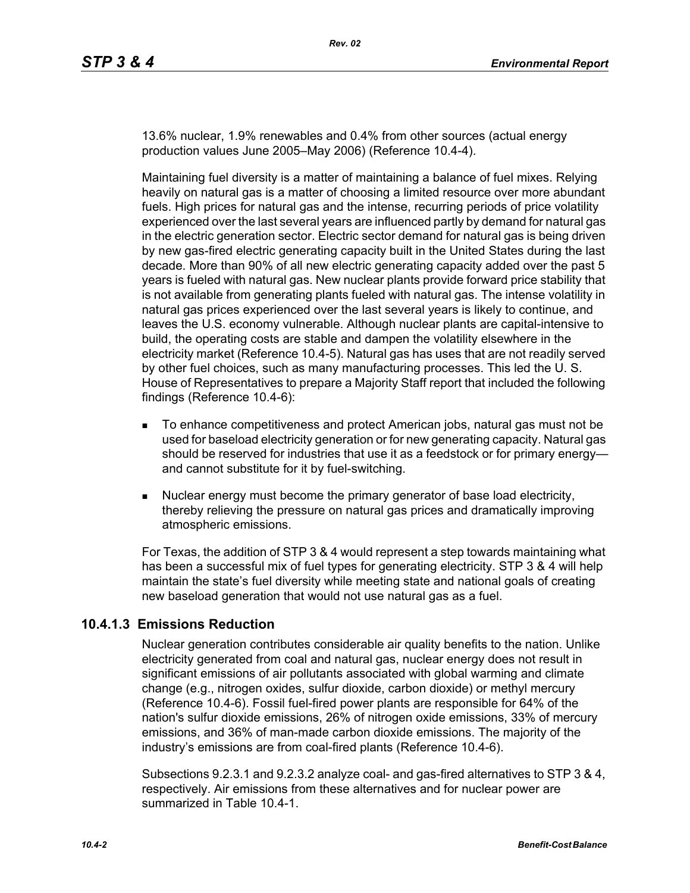13.6% nuclear, 1.9% renewables and 0.4% from other sources (actual energy production values June 2005–May 2006) (Reference 10.4-4).

Maintaining fuel diversity is a matter of maintaining a balance of fuel mixes. Relying heavily on natural gas is a matter of choosing a limited resource over more abundant fuels. High prices for natural gas and the intense, recurring periods of price volatility experienced over the last several years are influenced partly by demand for natural gas in the electric generation sector. Electric sector demand for natural gas is being driven by new gas-fired electric generating capacity built in the United States during the last decade. More than 90% of all new electric generating capacity added over the past 5 years is fueled with natural gas. New nuclear plants provide forward price stability that is not available from generating plants fueled with natural gas. The intense volatility in natural gas prices experienced over the last several years is likely to continue, and leaves the U.S. economy vulnerable. Although nuclear plants are capital-intensive to build, the operating costs are stable and dampen the volatility elsewhere in the electricity market (Reference 10.4-5). Natural gas has uses that are not readily served by other fuel choices, such as many manufacturing processes. This led the U. S. House of Representatives to prepare a Majority Staff report that included the following findings (Reference 10.4-6):

- To enhance competitiveness and protect American jobs, natural gas must not be used for baseload electricity generation or for new generating capacity. Natural gas should be reserved for industries that use it as a feedstock or for primary energy—and cannot substitute for it by fuel-switching.
- Nuclear energy must become the primary generator of base load electricity, thereby relieving the pressure on natural gas prices and dramatically improving atmospheric emissions.

For Texas, the addition of STP 3 & 4 would represent a step towards maintaining what has been a successful mix of fuel types for generating electricity. STP 3 & 4 will help maintain the state's fuel diversity while meeting state and national goals of creating new baseload generation that would not use natural gas as a fuel.

### 10.4.1.3 Emissions Reduction

Nuclear generation contributes considerable air quality benefits to the nation. Unlike electricity generated from coal and natural gas, nuclear energy does not result in significant emissions of air pollutants associated with global warming and climate change (e.g., nitrogen oxides, sulfur dioxide, carbon dioxide) or methyl mercury (Reference 10.4-6). Fossil fuel-fired power plants are responsible for 64% of the nation's sulfur dioxide emissions, 26% of nitrogen oxide emissions, 33% of mercury emissions, and 36% of man-made carbon dioxide emissions. The majority of the industry's emissions are from coal-fired plants (Reference 10.4-6).

Subsections 9.2.3.1 and 9.2.3.2 analyze coal- and gas-fired alternatives to STP 3 & 4, respectively. Air emissions from these alternatives and for nuclear power are summarized in Table 10.4-1.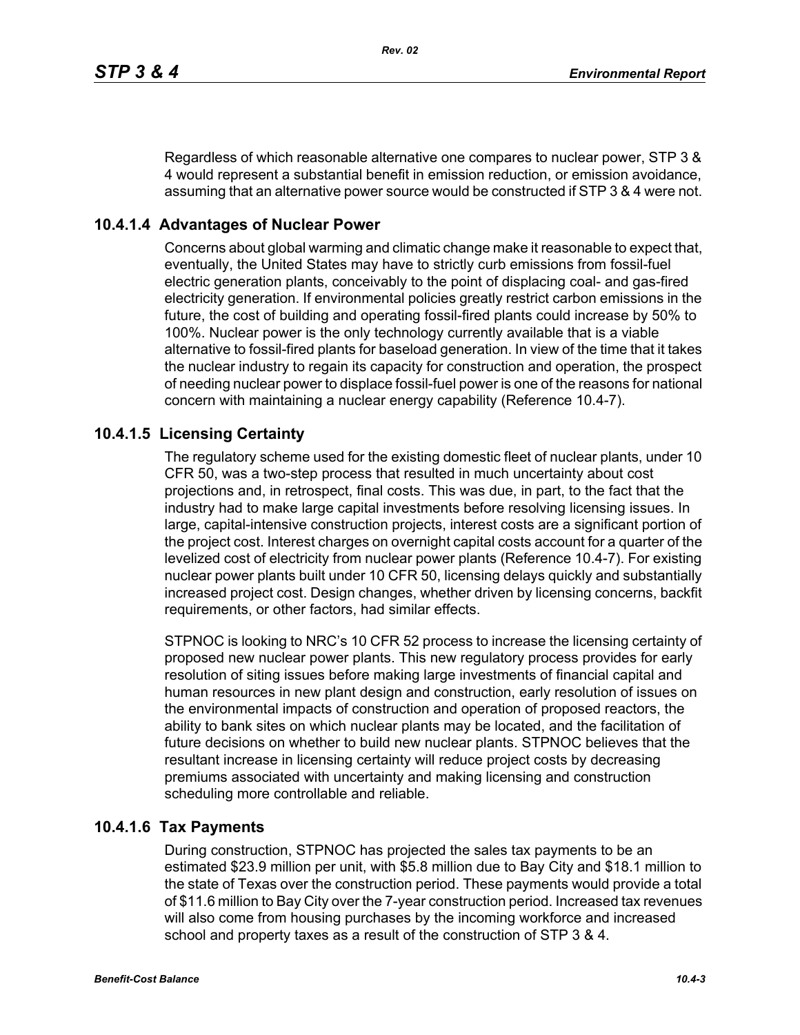Regardless of which reasonable alternative one compares to nuclear power, STP 3 & 4 would represent a substantial benefit in emission reduction, or emission avoidance, assuming that an alternative power source would be constructed if STP 3 & 4 were not.

### 10.4.1.4 Advantages of Nuclear Power

Concerns about global warming and climatic change make it reasonable to expect that, eventually, the United States may have to strictly curb emissions from fossil-fuel electric generation plants, conceivably to the point of displacing coal- and gas-fired electricity generation. If environmental policies greatly restrict carbon emissions in the future, the cost of building and operating fossil-fired plants could increase by 50% to 100%. Nuclear power is the only technology currently available that is a viable alternative to fossil-fired plants for baseload generation. In view of the time that it takes the nuclear industry to regain its capacity for construction and operation, the prospect of needing nuclear power to displace fossil-fuel power is one of the reasons for national concern with maintaining a nuclear energy capability (Reference 10.4-7).

### 10.4.1.5 Licensing Certainty

The regulatory scheme used for the existing domestic fleet of nuclear plants, under 10 CFR 50, was a two-step process that resulted in much uncertainty about cost projections and, in retrospect, final costs. This was due, in part, to the fact that the industry had to make large capital investments before resolving licensing issues. In large, capital-intensive construction projects, interest costs are a significant portion of the project cost. Interest charges on overnight capital costs account for a quarter of the levelized cost of electricity from nuclear power plants (Reference 10.4-7). For existing nuclear power plants built under 10 CFR 50, licensing delays quickly and substantially increased project cost. Design changes, whether driven by licensing concerns, backfit requirements, or other factors, had similar effects.

STPNOC is looking to NRC's 10 CFR 52 process to increase the licensing certainty of proposed new nuclear power plants. This new regulatory process provides for early resolution of siting issues before making large investments of financial capital and human resources in new plant design and construction, early resolution of issues on the environmental impacts of construction and operation of proposed reactors, the ability to bank sites on which nuclear plants may be located, and the facilitation of future decisions on whether to build new nuclear plants. STPNOC believes that the resultant increase in licensing certainty will reduce project costs by decreasing premiums associated with uncertainty and making licensing and construction scheduling more controllable and reliable.

### 10.4.1.6 Tax Payments

During construction, STPNOC has projected the sales tax payments to be an estimated $23.9 million per unit, with $5.8 million due to Bay City and $18.1 million to the state of Texas over the construction period. These payments would provide a total of $11.6 million to Bay City over the 7-year construction period. Increased tax revenues will also come from housing purchases by the incoming workforce and increased school and property taxes as a result of the construction of STP 3 & 4.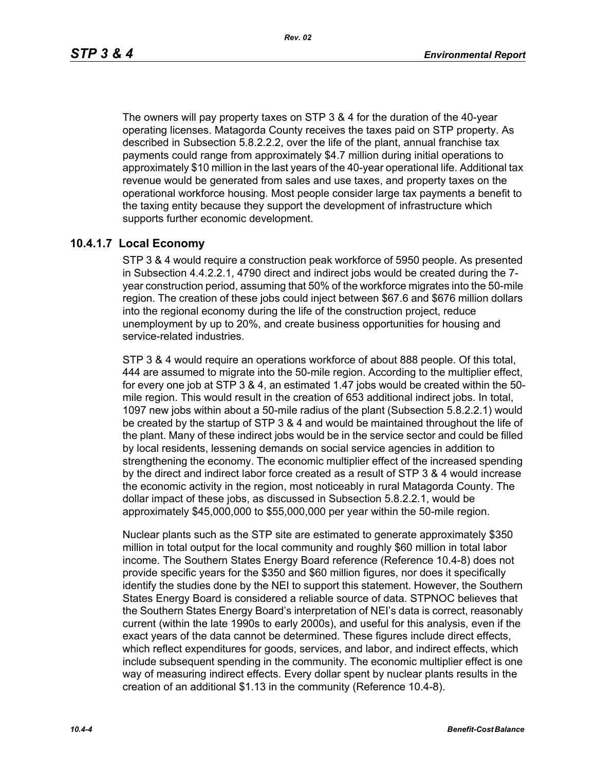The owners will pay property taxes on STP 3 & 4 for the duration of the 40-year operating licenses. Matagorda County receives the taxes paid on STP property. As described in Subsection 5.8.2.2.2, over the life of the plant, annual franchise tax payments could range from approximately $4.7 million during initial operations to approximately $10 million in the last years of the 40-year operational life. Additional tax revenue would be generated from sales and use taxes, and property taxes on the operational workforce housing. Most people consider large tax payments a benefit to the taxing entity because they support the development of infrastructure which supports further economic development.

### 10.4.1.7 Local Economy

STP 3 & 4 would require a construction peak workforce of 5950 people. As presented in Subsection 4.4.2.2.1, 4790 direct and indirect jobs would be created during the 7-year construction period, assuming that 50% of the workforce migrates into the 50-mile region. The creation of these jobs could inject between $67.6 and $676 million dollars into the regional economy during the life of the construction project, reduce unemployment by up to 20%, and create business opportunities for housing and service-related industries.

STP 3 & 4 would require an operations workforce of about 888 people. Of this total, 444 are assumed to migrate into the 50-mile region. According to the multiplier effect, for every one job at STP 3 & 4, an estimated 1.47 jobs would be created within the 50-mile region. This would result in the creation of 653 additional indirect jobs. In total, 1097 new jobs within about a 50-mile radius of the plant (Subsection 5.8.2.2.1) would be created by the startup of STP 3 & 4 and would be maintained throughout the life of the plant. Many of these indirect jobs would be in the service sector and could be filled by local residents, lessening demands on social service agencies in addition to strengthening the economy. The economic multiplier effect of the increased spending by the direct and indirect labor force created as a result of STP 3 & 4 would increase the economic activity in the region, most noticeably in rural Matagorda County. The dollar impact of these jobs, as discussed in Subsection 5.8.2.2.1, would be approximately $45,000,000 to $55,000,000 per year within the 50-mile region.

Nuclear plants such as the STP site are estimated to generate approximately $350 million in total output for the local community and roughly $60 million in total labor income. The Southern States Energy Board reference (Reference 10.4-8) does not provide specific years for the $350 and $60 million figures, nor does it specifically identify the studies done by the NEI to support this statement. However, the Southern States Energy Board is considered a reliable source of data. STPNOC believes that the Southern States Energy Board's interpretation of NEI's data is correct, reasonably current (within the late 1990s to early 2000s), and useful for this analysis, even if the exact years of the data cannot be determined. These figures include direct effects, which reflect expenditures for goods, services, and labor, and indirect effects, which include subsequent spending in the community. The economic multiplier effect is one way of measuring indirect effects. Every dollar spent by nuclear plants results in the creation of an additional $1.13 in the community (Reference 10.4-8).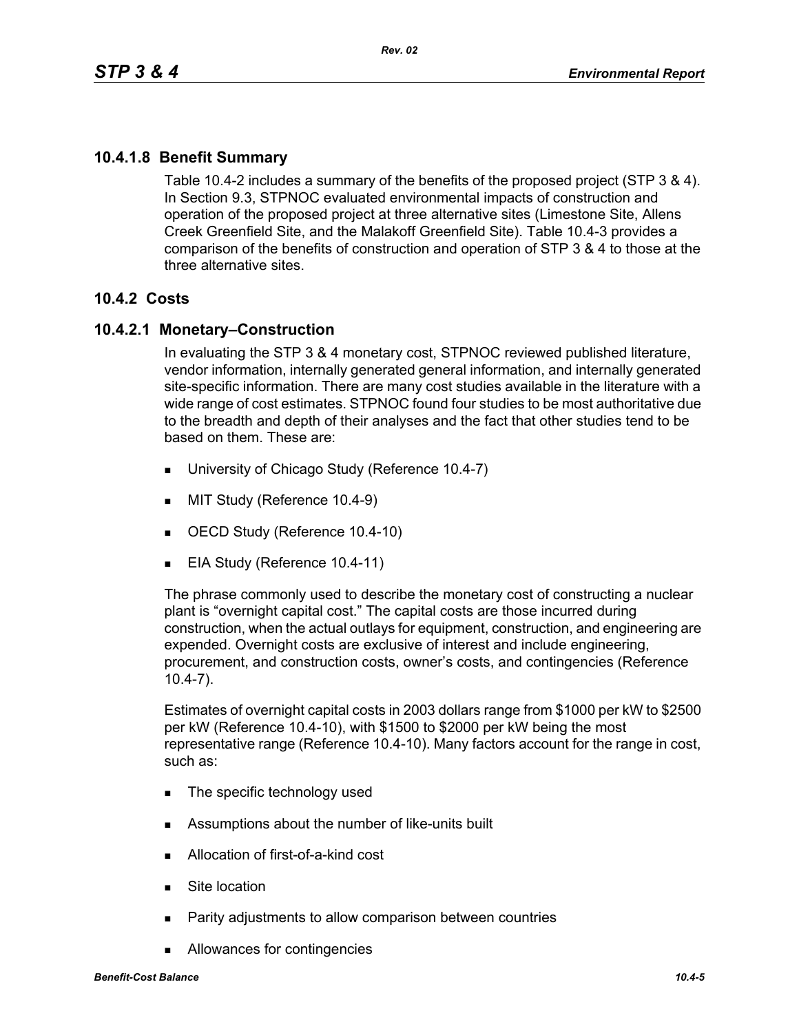### 10.4.1.8 Benefit Summary

Table 10.4-2 includes a summary of the benefits of the proposed project (STP 3 & 4). In Section 9.3, STPNOC evaluated environmental impacts of construction and operation of the proposed project at three alternative sites (Limestone Site, Allens Creek Greenfield Site, and the Malakoff Greenfield Site). Table 10.4-3 provides a comparison of the benefits of construction and operation of STP 3 & 4 to those at the three alternative sites.

## 10.4.2 Costs

### 10.4.2.1 Monetary–Construction

In evaluating the STP 3 & 4 monetary cost, STPNOC reviewed published literature, vendor information, internally generated general information, and internally generated site-specific information. There are many cost studies available in the literature with a wide range of cost estimates. STPNOC found four studies to be most authoritative due to the breadth and depth of their analyses and the fact that other studies tend to be based on them. These are:

- University of Chicago Study (Reference 10.4-7)
- MIT Study (Reference 10.4-9)
- OECD Study (Reference 10.4-10)
- EIA Study (Reference 10.4-11)

The phrase commonly used to describe the monetary cost of constructing a nuclear plant is “overnight capital cost.” The capital costs are those incurred during construction, when the actual outlays for equipment, construction, and engineering are expended. Overnight costs are exclusive of interest and include engineering, procurement, and construction costs, owner’s costs, and contingencies (Reference 10.4-7).

Estimates of overnight capital costs in 2003 dollars range from $1000 per kW to $2500 per kW (Reference 10.4-10), with $1500 to $2000 per kW being the most representative range (Reference 10.4-10). Many factors account for the range in cost, such as:

- The specific technology used
- Assumptions about the number of like-units built
- Allocation of first-of-a-kind cost
- Site location
- Parity adjustments to allow comparison between countries
- Allowances for contingencies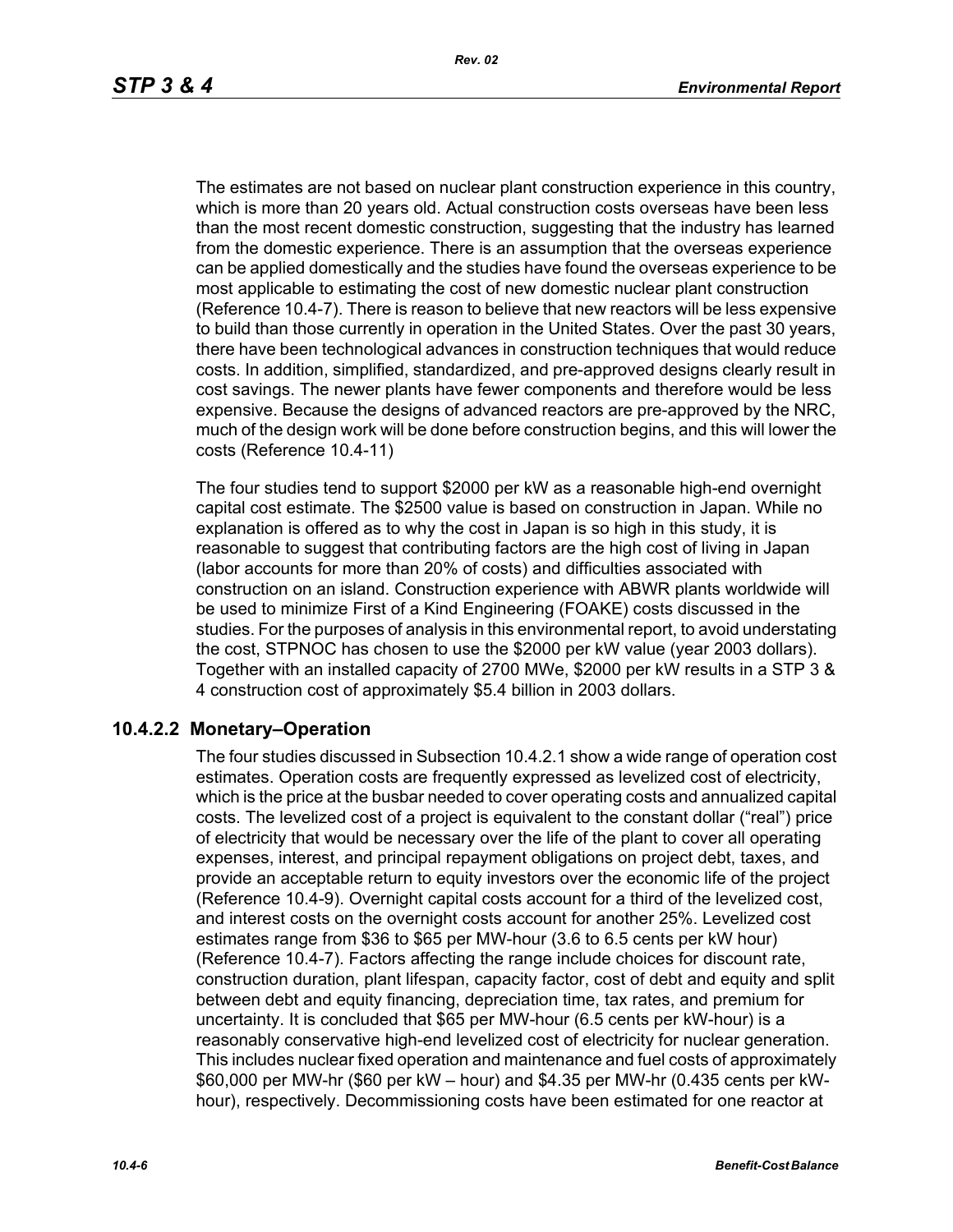The estimates are not based on nuclear plant construction experience in this country, which is more than 20 years old. Actual construction costs overseas have been less than the most recent domestic construction, suggesting that the industry has learned from the domestic experience. There is an assumption that the overseas experience can be applied domestically and the studies have found the overseas experience to be most applicable to estimating the cost of new domestic nuclear plant construction (Reference 10.4-7). There is reason to believe that new reactors will be less expensive to build than those currently in operation in the United States. Over the past 30 years, there have been technological advances in construction techniques that would reduce costs. In addition, simplified, standardized, and pre-approved designs clearly result in cost savings. The newer plants have fewer components and therefore would be less expensive. Because the designs of advanced reactors are pre-approved by the NRC, much of the design work will be done before construction begins, and this will lower the costs (Reference 10.4-11)

The four studies tend to support $2000 per kW as a reasonable high-end overnight capital cost estimate. The $2500 value is based on construction in Japan. While no explanation is offered as to why the cost in Japan is so high in this study, it is reasonable to suggest that contributing factors are the high cost of living in Japan (labor accounts for more than 20% of costs) and difficulties associated with construction on an island. Construction experience with ABWR plants worldwide will be used to minimize First of a Kind Engineering (FOAKE) costs discussed in the studies. For the purposes of analysis in this environmental report, to avoid understating the cost, STPNOC has chosen to use the $2000 per kW value (year 2003 dollars). Together with an installed capacity of 2700 MWe, $2000 per kW results in a STP 3 & 4 construction cost of approximately $5.4 billion in 2003 dollars.

### 10.4.2.2 Monetary–Operation

The four studies discussed in Subsection 10.4.2.1 show a wide range of operation cost estimates. Operation costs are frequently expressed as levelized cost of electricity, which is the price at the busbar needed to cover operating costs and annualized capital costs. The levelized cost of a project is equivalent to the constant dollar ("real") price of electricity that would be necessary over the life of the plant to cover all operating expenses, interest, and principal repayment obligations on project debt, taxes, and provide an acceptable return to equity investors over the economic life of the project (Reference 10.4-9). Overnight capital costs account for a third of the levelized cost, and interest costs on the overnight costs account for another 25%. Levelized cost estimates range from $36 to $65 per MW-hour (3.6 to 6.5 cents per kW hour) (Reference 10.4-7). Factors affecting the range include choices for discount rate, construction duration, plant lifespan, capacity factor, cost of debt and equity and split between debt and equity financing, depreciation time, tax rates, and premium for uncertainty. It is concluded that $65 per MW-hour (6.5 cents per kW-hour) is a reasonably conservative high-end levelized cost of electricity for nuclear generation. This includes nuclear fixed operation and maintenance and fuel costs of approximately $60,000 per MW-hr ($60 per kW – hour) and $4.35 per MW-hr (0.435 cents per kW-hour), respectively. Decommissioning costs have been estimated for one reactor at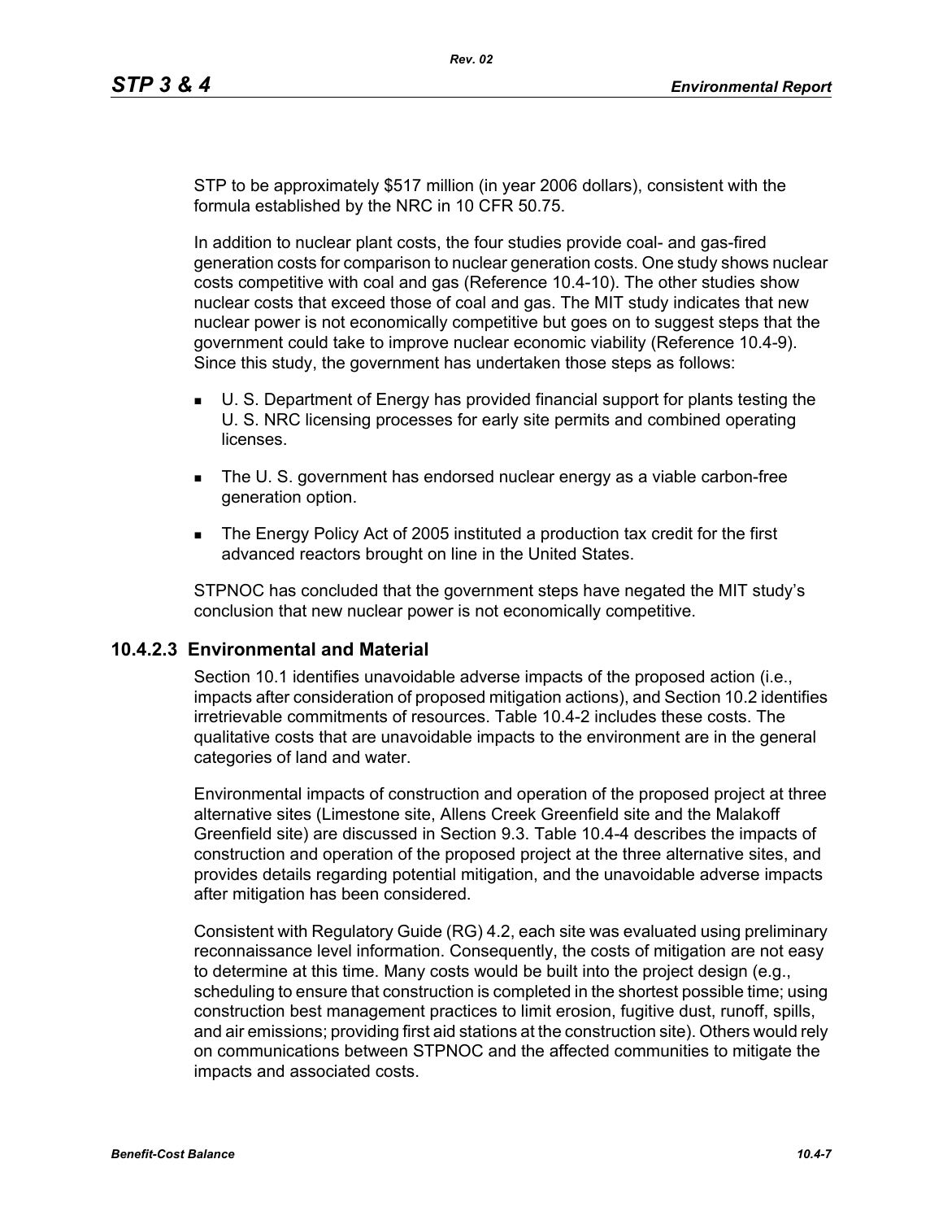STP to be approximately $517 million (in year 2006 dollars), consistent with the formula established by the NRC in 10 CFR 50.75.

In addition to nuclear plant costs, the four studies provide coal- and gas-fired generation costs for comparison to nuclear generation costs. One study shows nuclear costs competitive with coal and gas (Reference 10.4-10). The other studies show nuclear costs that exceed those of coal and gas. The MIT study indicates that new nuclear power is not economically competitive but goes on to suggest steps that the government could take to improve nuclear economic viability (Reference 10.4-9). Since this study, the government has undertaken those steps as follows:

- U. S. Department of Energy has provided financial support for plants testing the U. S. NRC licensing processes for early site permits and combined operating licenses.
- The U. S. government has endorsed nuclear energy as a viable carbon-free generation option.
- The Energy Policy Act of 2005 instituted a production tax credit for the first advanced reactors brought on line in the United States.

STPNOC has concluded that the government steps have negated the MIT study's conclusion that new nuclear power is not economically competitive.

### 10.4.2.3 Environmental and Material

Section 10.1 identifies unavoidable adverse impacts of the proposed action (i.e., impacts after consideration of proposed mitigation actions), and Section 10.2 identifies irretrievable commitments of resources. Table 10.4-2 includes these costs. The qualitative costs that are unavoidable impacts to the environment are in the general categories of land and water.

Environmental impacts of construction and operation of the proposed project at three alternative sites (Limestone site, Allens Creek Greenfield site and the Malakoff Greenfield site) are discussed in Section 9.3. Table 10.4-4 describes the impacts of construction and operation of the proposed project at the three alternative sites, and provides details regarding potential mitigation, and the unavoidable adverse impacts after mitigation has been considered.

Consistent with Regulatory Guide (RG) 4.2, each site was evaluated using preliminary reconnaissance level information. Consequently, the costs of mitigation are not easy to determine at this time. Many costs would be built into the project design (e.g., scheduling to ensure that construction is completed in the shortest possible time; using construction best management practices to limit erosion, fugitive dust, runoff, spills, and air emissions; providing first aid stations at the construction site). Others would rely on communications between STPNOC and the affected communities to mitigate the impacts and associated costs.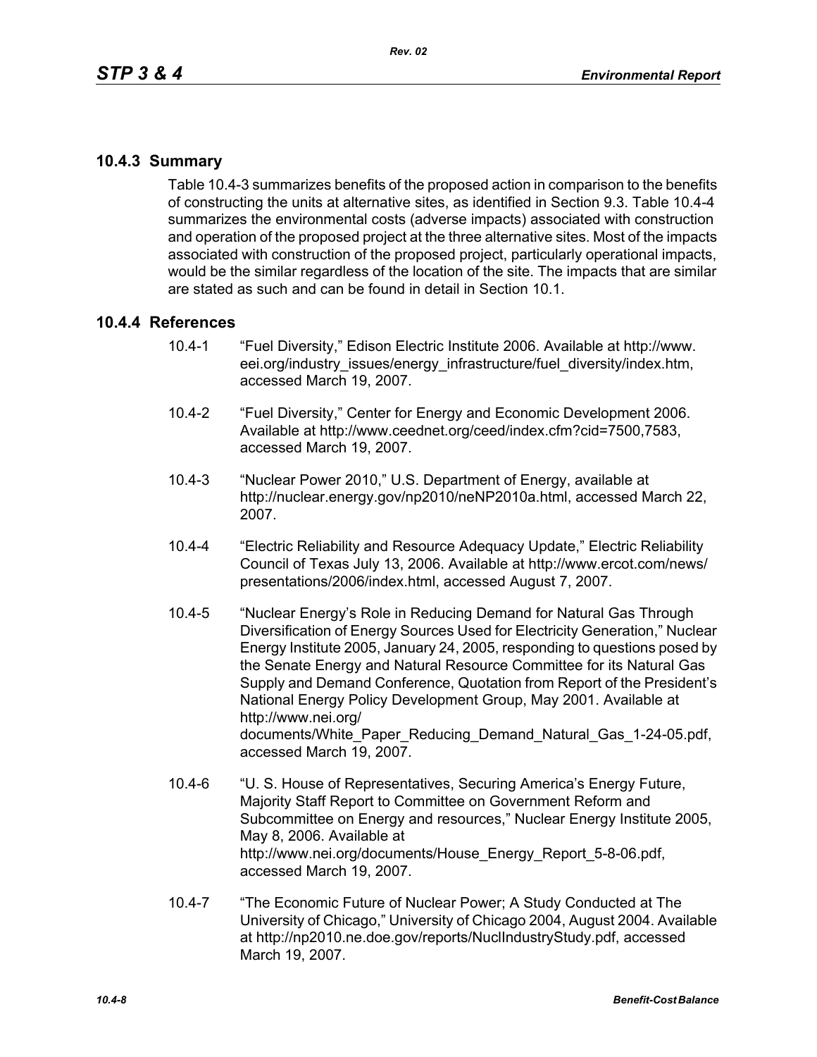### 10.4.3 Summary

Table 10.4-3 summarizes benefits of the proposed action in comparison to the benefits of constructing the units at alternative sites, as identified in Section 9.3. Table 10.4-4 summarizes the environmental costs (adverse impacts) associated with construction and operation of the proposed project at the three alternative sites. Most of the impacts associated with construction of the proposed project, particularly operational impacts, would be the similar regardless of the location of the site. The impacts that are similar are stated as such and can be found in detail in Section 10.1.

### 10.4.4 References

10.4-1 "Fuel Diversity," Edison Electric Institute 2006. Available at http://www.eei.org/industry_issues/energy_infrastructure/fuel_diversity/index.htm, accessed March 19, 2007.

10.4-2 "Fuel Diversity," Center for Energy and Economic Development 2006. Available at http://www.ceednet.org/ceed/index.cfm?cid=7500,7583, accessed March 19, 2007.

10.4-3 "Nuclear Power 2010," U.S. Department of Energy, available at http://nuclear.energy.gov/np2010/neNP2010a.html, accessed March 22, 2007.

10.4-4 "Electric Reliability and Resource Adequacy Update," Electric Reliability Council of Texas July 13, 2006. Available at http://www.ercot.com/news/presentations/2006/index.html, accessed August 7, 2007.

10.4-5 "Nuclear Energy's Role in Reducing Demand for Natural Gas Through Diversification of Energy Sources Used for Electricity Generation," Nuclear Energy Institute 2005, January 24, 2005, responding to questions posed by the Senate Energy and Natural Resource Committee for its Natural Gas Supply and Demand Conference, Quotation from Report of the President's National Energy Policy Development Group, May 2001. Available at http://www.nei.org/documents/White_Paper_Reducing_Demand_Natural_Gas_1-24-05.pdf, accessed March 19, 2007.

10.4-6 "U. S. House of Representatives, Securing America's Energy Future, Majority Staff Report to Committee on Government Reform and Subcommittee on Energy and resources," Nuclear Energy Institute 2005, May 8, 2006. Available at http://www.nei.org/documents/House_Energy_Report_5-8-06.pdf, accessed March 19, 2007.

10.4-7 "The Economic Future of Nuclear Power; A Study Conducted at The University of Chicago," University of Chicago 2004, August 2004. Available at http://np2010.ne.doe.gov/reports/NuclIndustryStudy.pdf, accessed March 19, 2007.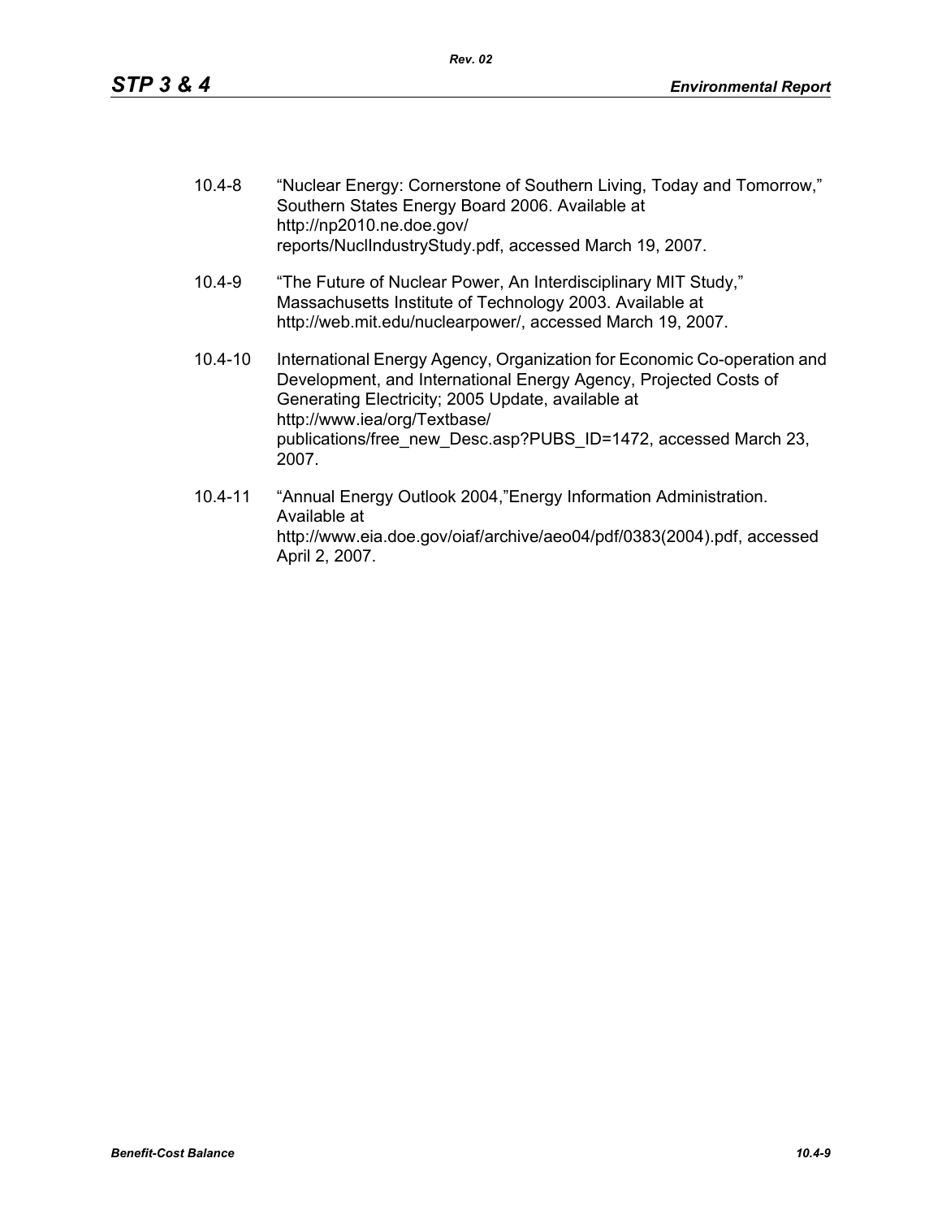10.4-8 "Nuclear Energy: Cornerstone of Southern Living, Today and Tomorrow," Southern States Energy Board 2006. Available at http://np2010.ne.doe.gov/reports/NuclIndustryStudy.pdf, accessed March 19, 2007.

10.4-9 "The Future of Nuclear Power, An Interdisciplinary MIT Study," Massachusetts Institute of Technology 2003. Available at http://web.mit.edu/nuclearpower/, accessed March 19, 2007.

10.4-10 International Energy Agency, Organization for Economic Co-operation and Development, and International Energy Agency, Projected Costs of Generating Electricity; 2005 Update, available at http://www.iea/org/Textbase/publications/free_new_Desc.asp?PUBS_ID=1472, accessed March 23, 2007.

10.4-11 "Annual Energy Outlook 2004,"Energy Information Administration. Available at http://www.eia.doe.gov/oiaf/archive/aeo04/pdf/0383(2004).pdf, accessed April 2, 2007.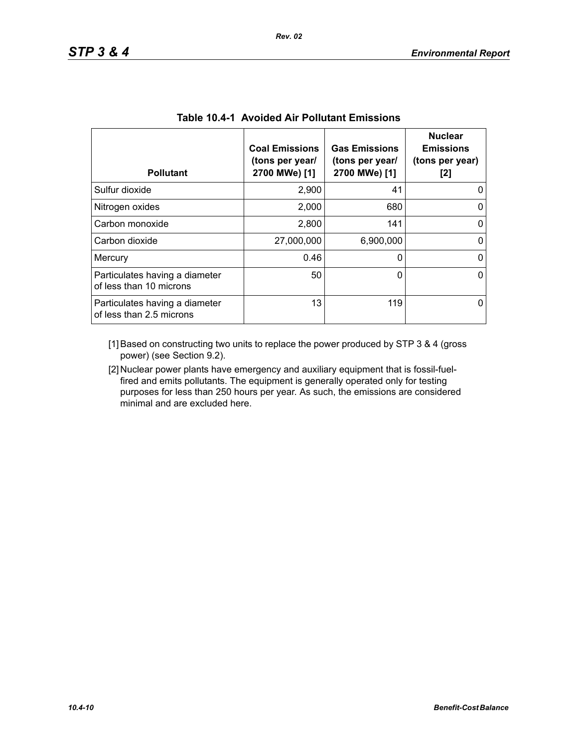**Table 10.4-1 Avoided Air Pollutant Emissions**

| Pollutant | Coal Emissions (tons per year/ 2700 MWe) [1] | Gas Emissions (tons per year/ 2700 MWe) [1] | Nuclear Emissions (tons per year) [2] |
|---|---|---|---|
| Sulfur dioxide | 2,900 | 41 | 0 |
| Nitrogen oxides | 2,000 | 680 | 0 |
| Carbon monoxide | 2,800 | 141 | 0 |
| Carbon dioxide | 27,000,000 | 6,900,000 | 0 |
| Mercury | 0.46 | 0 | 0 |
| Particulates having a diameter of less than 10 microns | 50 | 0 | 0 |
| Particulates having a diameter of less than 2.5 microns | 13 | 119 | 0 |

[1] Based on constructing two units to replace the power produced by STP 3 & 4 (gross power) (see Section 9.2).

[2] Nuclear power plants have emergency and auxiliary equipment that is fossil-fuel-fired and emits pollutants. The equipment is generally operated only for testing purposes for less than 250 hours per year. As such, the emissions are considered minimal and are excluded here.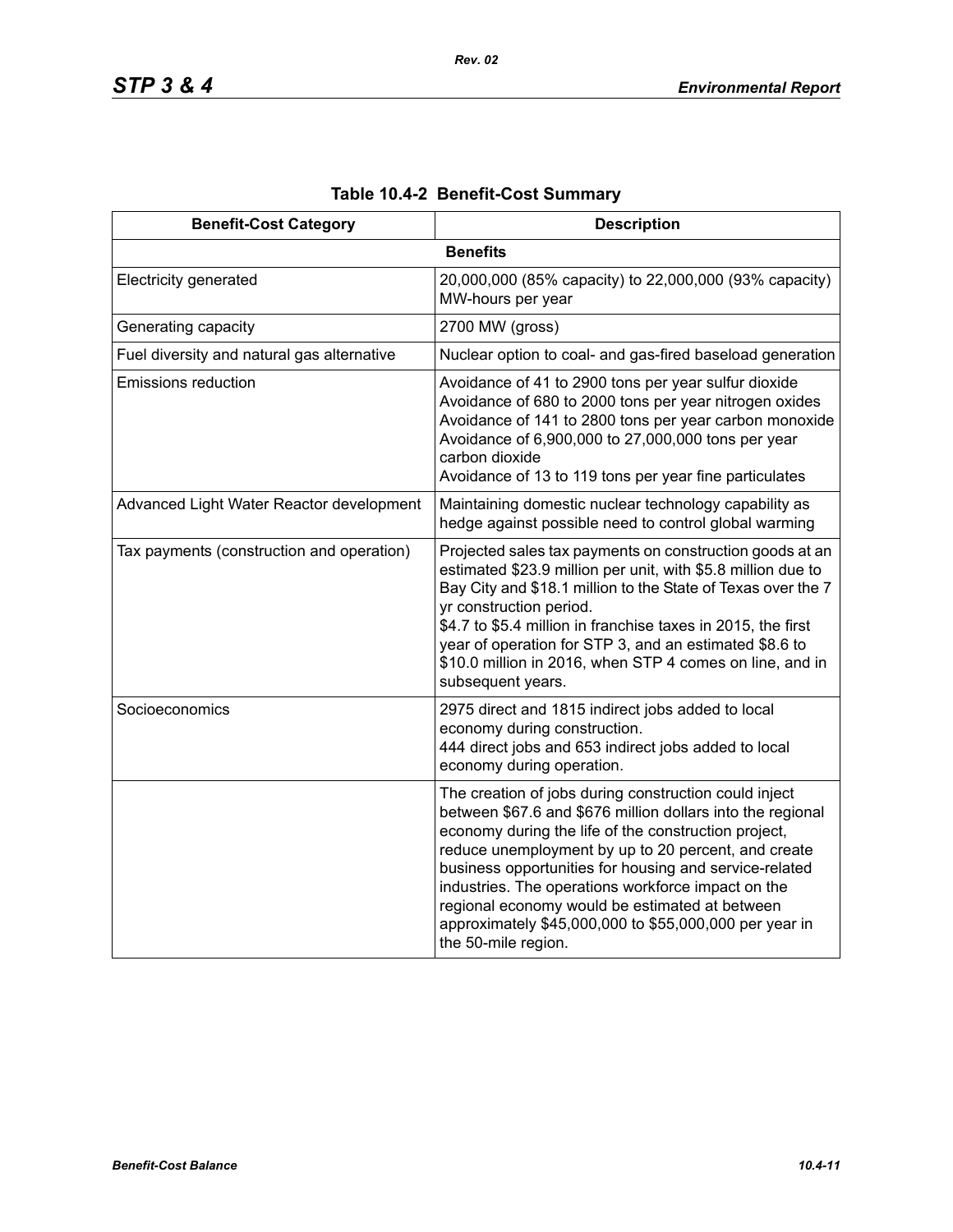**Table 10.4-2 Benefit-Cost Summary**

| Benefit-Cost Category | Description |
|---|---|
| **Benefits** | |
| Electricity generated | 20,000,000 (85% capacity) to 22,000,000 (93% capacity) MW-hours per year |
| Generating capacity | 2700 MW (gross) |
| Fuel diversity and natural gas alternative | Nuclear option to coal- and gas-fired baseload generation |
| Emissions reduction | Avoidance of 41 to 2900 tons per year sulfur dioxide<br>Avoidance of 680 to 2000 tons per year nitrogen oxides<br>Avoidance of 141 to 2800 tons per year carbon monoxide<br>Avoidance of 6,900,000 to 27,000,000 tons per year carbon dioxide<br>Avoidance of 13 to 119 tons per year fine particulates |
| Advanced Light Water Reactor development | Maintaining domestic nuclear technology capability as hedge against possible need to control global warming |
| Tax payments (construction and operation) | Projected sales tax payments on construction goods at an estimated $23.9 million per unit, with $5.8 million due to Bay City and $18.1 million to the State of Texas over the 7 yr construction period.<br>$4.7 to $5.4 million in franchise taxes in 2015, the first year of operation for STP 3, and an estimated $8.6 to $10.0 million in 2016, when STP 4 comes on line, and in subsequent years. |
| Socioeconomics | 2975 direct and 1815 indirect jobs added to local economy during construction.<br>444 direct jobs and 653 indirect jobs added to local economy during operation. |
| | The creation of jobs during construction could inject between $67.6 and $676 million dollars into the regional economy during the life of the construction project, reduce unemployment by up to 20 percent, and create business opportunities for housing and service-related industries. The operations workforce impact on the regional economy would be estimated at between approximately $45,000,000 to $55,000,000 per year in the 50-mile region. |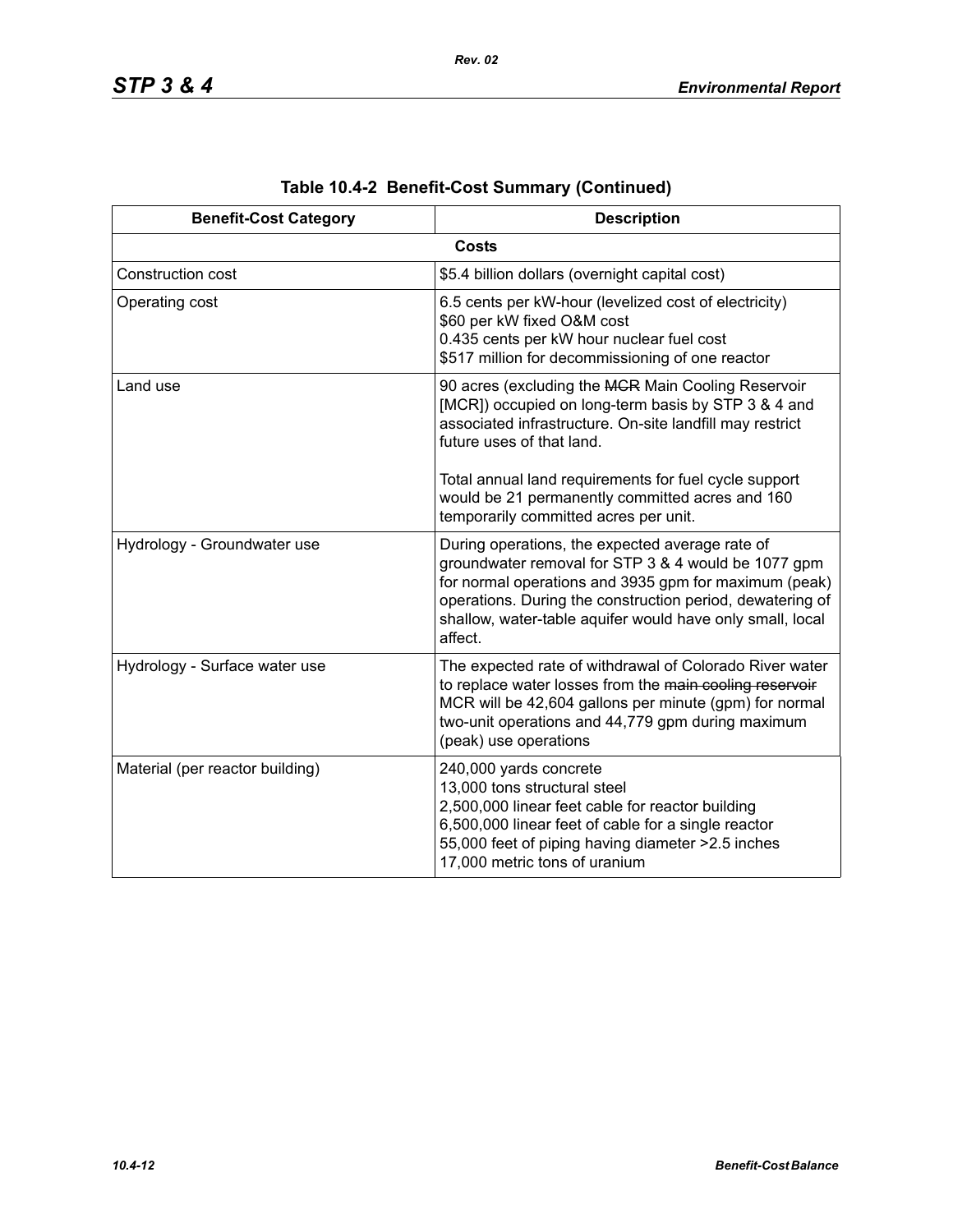## Table 10.4-2 Benefit-Cost Summary (Continued)

| Benefit-Cost Category | Description |
|---|---|
| **Costs** | |
| Construction cost | $5.4 billion dollars (overnight capital cost) |
| Operating cost | 6.5 cents per kW-hour (levelized cost of electricity)<br>$60 per kW fixed O&M cost<br>0.435 cents per kW hour nuclear fuel cost<br>$517 million for decommissioning of one reactor |
| Land use | 90 acres (excluding the ~~MCR~~ Main Cooling Reservoir [MCR]) occupied on long-term basis by STP 3 & 4 and associated infrastructure. On-site landfill may restrict future uses of that land.<br><br>Total annual land requirements for fuel cycle support would be 21 permanently committed acres and 160 temporarily committed acres per unit. |
| Hydrology - Groundwater use | During operations, the expected average rate of groundwater removal for STP 3 & 4 would be 1077 gpm for normal operations and 3935 gpm for maximum (peak) operations. During the construction period, dewatering of shallow, water-table aquifer would have only small, local affect. |
| Hydrology - Surface water use | The expected rate of withdrawal of Colorado River water to replace water losses from the ~~main cooling reservoir~~ MCR will be 42,604 gallons per minute (gpm) for normal two-unit operations and 44,779 gpm during maximum (peak) use operations |
| Material (per reactor building) | 240,000 yards concrete<br>13,000 tons structural steel<br>2,500,000 linear feet cable for reactor building<br>6,500,000 linear feet of cable for a single reactor<br>55,000 feet of piping having diameter >2.5 inches<br>17,000 metric tons of uranium |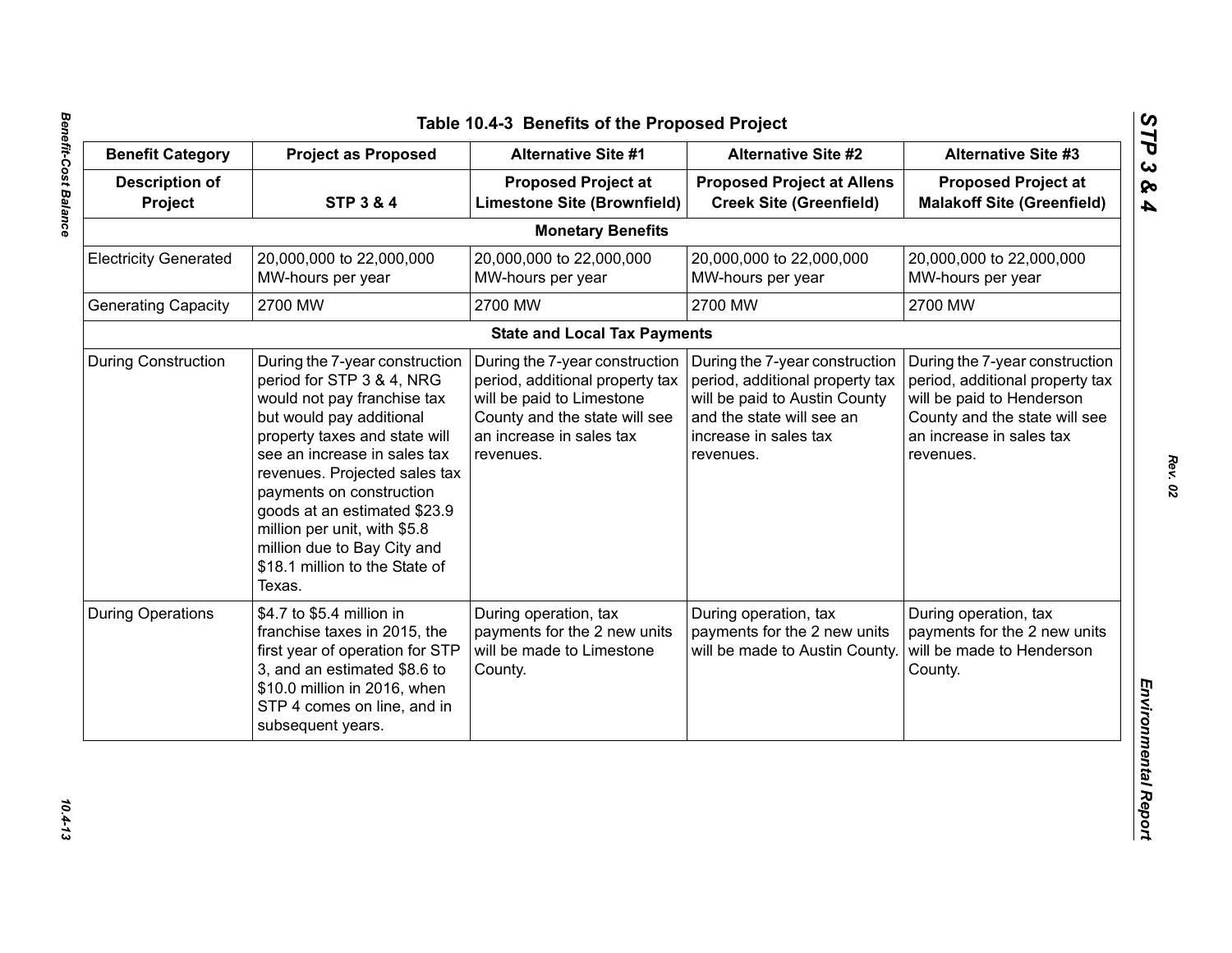Table 10.4-3 Benefits of the Proposed Project

| Benefit Category | Project as Proposed | Alternative Site #1 | Alternative Site #2 | Alternative Site #3 |
|---|---|---|---|---|
| **Description of Project** | **STP 3 & 4** | **Proposed Project at Limestone Site (Brownfield)** | **Proposed Project at Allens Creek Site (Greenfield)** | **Proposed Project at Malakoff Site (Greenfield)** |
| | | **Monetary Benefits** | | |
| Electricity Generated | 20,000,000 to 22,000,000 MW-hours per year | 20,000,000 to 22,000,000 MW-hours per year | 20,000,000 to 22,000,000 MW-hours per year | 20,000,000 to 22,000,000 MW-hours per year |
| Generating Capacity | 2700 MW | 2700 MW | 2700 MW | 2700 MW |
| | | **State and Local Tax Payments** | | |
| During Construction | During the 7-year construction period for STP 3 & 4, NRG would not pay franchise tax but would pay additional property taxes and state will see an increase in sales tax revenues. Projected sales tax payments on construction goods at an estimated $23.9 million per unit, with $5.8 million due to Bay City and $18.1 million to the State of Texas. | During the 7-year construction period, additional property tax will be paid to Limestone County and the state will see an increase in sales tax revenues. | During the 7-year construction period, additional property tax will be paid to Austin County and the state will see an increase in sales tax revenues. | During the 7-year construction period, additional property tax will be paid to Henderson County and the state will see an increase in sales tax revenues. |
| During Operations | $4.7 to $5.4 million in franchise taxes in 2015, the first year of operation for STP 3, and an estimated $8.6 to $10.0 million in 2016, when STP 4 comes on line, and in subsequent years. | During operation, tax payments for the 2 new units will be made to Limestone County. | During operation, tax payments for the 2 new units will be made to Austin County. | During operation, tax payments for the 2 new units will be made to Henderson County. |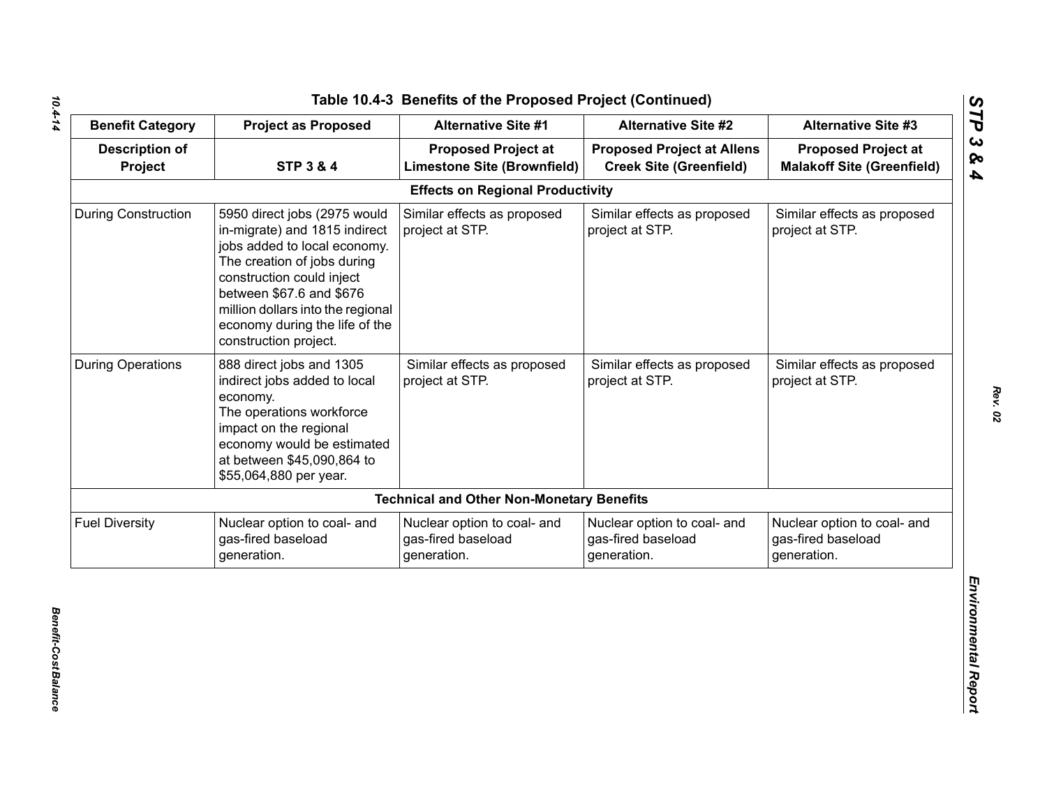## Table 10.4-3 Benefits of the Proposed Project (Continued)

| Benefit Category | Project as Proposed | Alternative Site #1 | Alternative Site #2 | Alternative Site #3 |
|---|---|---|---|---|
| **Description of Project** | **STP 3 & 4** | **Proposed Project at Limestone Site (Brownfield)** | **Proposed Project at Allens Creek Site (Greenfield)** | **Proposed Project at Malakoff Site (Greenfield)** |
| **Effects on Regional Productivity** | | | | |
| During Construction | 5950 direct jobs (2975 would in-migrate) and 1815 indirect jobs added to local economy. The creation of jobs during construction could inject between $67.6 and $676 million dollars into the regional economy during the life of the construction project. | Similar effects as proposed project at STP. | Similar effects as proposed project at STP. | Similar effects as proposed project at STP. |
| During Operations | 888 direct jobs and 1305 indirect jobs added to local economy. The operations workforce impact on the regional economy would be estimated at between $45,090,864 to $55,064,880 per year. | Similar effects as proposed project at STP. | Similar effects as proposed project at STP. | Similar effects as proposed project at STP. |
| **Technical and Other Non-Monetary Benefits** | | | | |
| Fuel Diversity | Nuclear option to coal- and gas-fired baseload generation. | Nuclear option to coal- and gas-fired baseload generation. | Nuclear option to coal- and gas-fired baseload generation. | Nuclear option to coal- and gas-fired baseload generation. |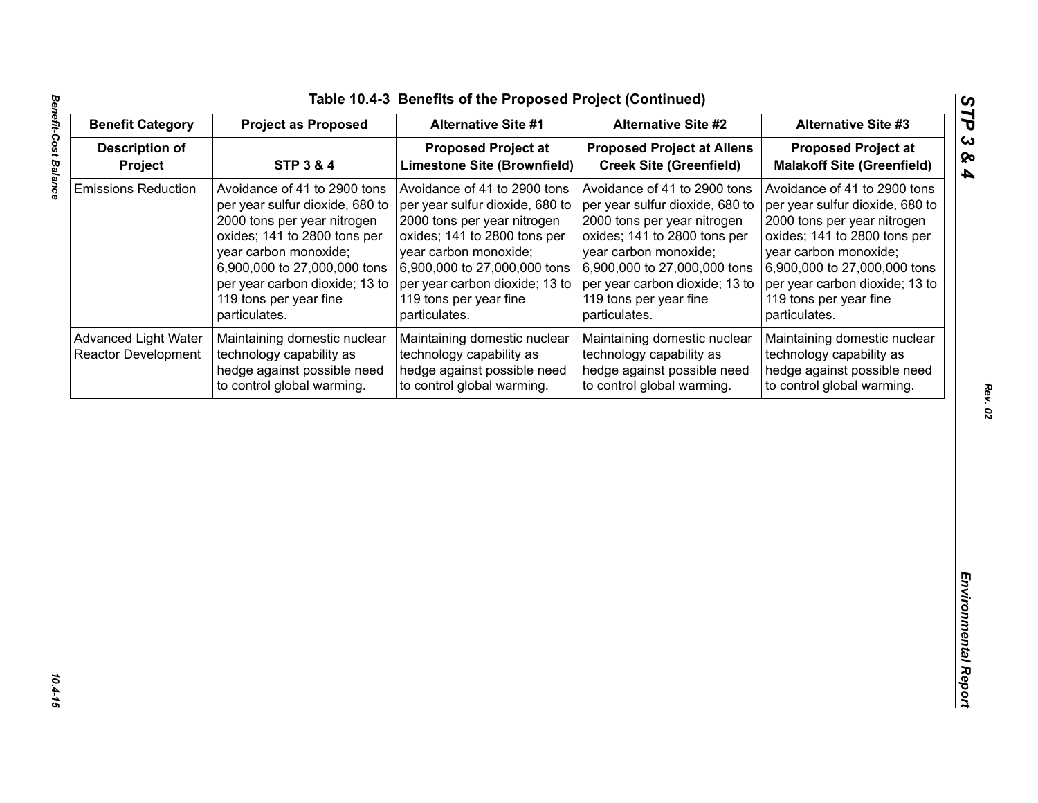## Table 10.4-3 Benefits of the Proposed Project (Continued)

| Benefit Category | Project as Proposed | Alternative Site #1 | Alternative Site #2 | Alternative Site #3 |
|---|---|---|---|---|
| **Description of Project** | **STP 3 & 4** | **Proposed Project at Limestone Site (Brownfield)** | **Proposed Project at Allens Creek Site (Greenfield)** | **Proposed Project at Malakoff Site (Greenfield)** |
| Emissions Reduction | Avoidance of 41 to 2900 tons per year sulfur dioxide, 680 to 2000 tons per year nitrogen oxides; 141 to 2800 tons per year carbon monoxide; 6,900,000 to 27,000,000 tons per year carbon dioxide; 13 to 119 tons per year fine particulates. | Avoidance of 41 to 2900 tons per year sulfur dioxide, 680 to 2000 tons per year nitrogen oxides; 141 to 2800 tons per year carbon monoxide; 6,900,000 to 27,000,000 tons per year carbon dioxide; 13 to 119 tons per year fine particulates. | Avoidance of 41 to 2900 tons per year sulfur dioxide, 680 to 2000 tons per year nitrogen oxides; 141 to 2800 tons per year carbon monoxide; 6,900,000 to 27,000,000 tons per year carbon dioxide; 13 to 119 tons per year fine particulates. | Avoidance of 41 to 2900 tons per year sulfur dioxide, 680 to 2000 tons per year nitrogen oxides; 141 to 2800 tons per year carbon monoxide; 6,900,000 to 27,000,000 tons per year carbon dioxide; 13 to 119 tons per year fine particulates. |
| Advanced Light Water Reactor Development | Maintaining domestic nuclear technology capability as hedge against possible need to control global warming. | Maintaining domestic nuclear technology capability as hedge against possible need to control global warming. | Maintaining domestic nuclear technology capability as hedge against possible need to control global warming. | Maintaining domestic nuclear technology capability as hedge against possible need to control global warming. |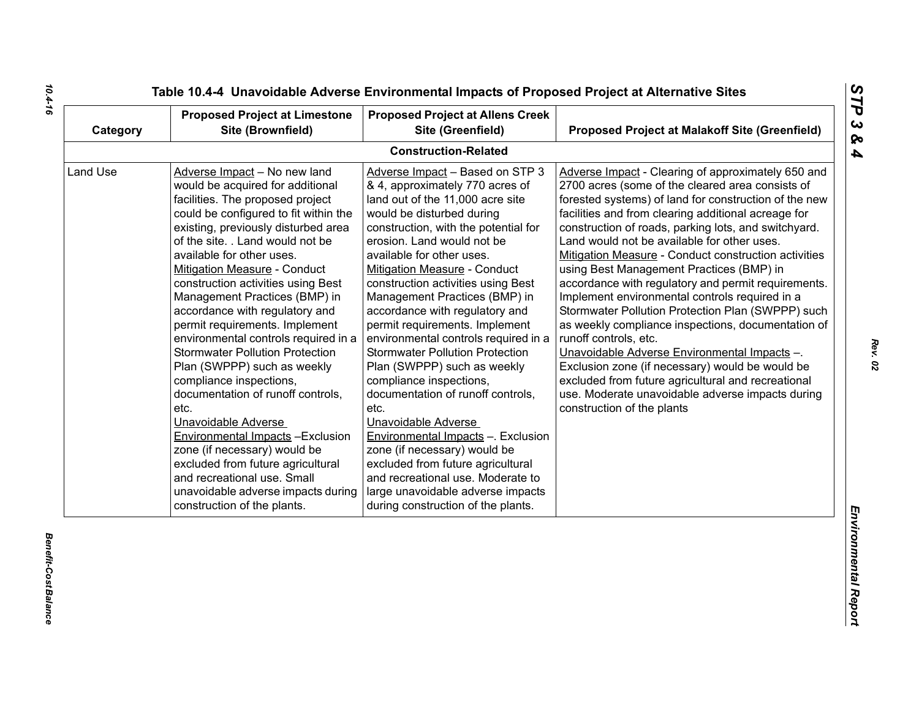# Table 10.4-4 Unavoidable Adverse Environmental Impacts of Proposed Project at Alternative Sites

| Category | Proposed Project at Limestone Site (Brownfield) | Proposed Project at Allens Creek Site (Greenfield) | Proposed Project at Malakoff Site (Greenfield) |
|---|---|---|---|
| **Construction-Related** | | | |
| Land Use | Adverse Impact – No new land would be acquired for additional facilities. The proposed project could be configured to fit within the existing, previously disturbed area of the site. . Land would not be available for other uses.<br>Mitigation Measure - Conduct construction activities using Best Management Practices (BMP) in accordance with regulatory and permit requirements. Implement environmental controls required in a Stormwater Pollution Protection Plan (SWPPP) such as weekly compliance inspections, documentation of runoff controls, etc.<br>Unavoidable Adverse Environmental Impacts –Exclusion zone (if necessary) would be excluded from future agricultural and recreational use. Small unavoidable adverse impacts during construction of the plants. | Adverse Impact – Based on STP 3 & 4, approximately 770 acres of land out of the 11,000 acre site would be disturbed during construction, with the potential for erosion. Land would not be available for other uses.<br>Mitigation Measure - Conduct construction activities using Best Management Practices (BMP) in accordance with regulatory and permit requirements. Implement environmental controls required in a Stormwater Pollution Protection Plan (SWPPP) such as weekly compliance inspections, documentation of runoff controls, etc.<br>Unavoidable Adverse Environmental Impacts –. Exclusion zone (if necessary) would be excluded from future agricultural and recreational use. Moderate to large unavoidable adverse impacts during construction of the plants. | Adverse Impact - Clearing of approximately 650 and 2700 acres (some of the cleared area consists of forested systems) of land for construction of the new facilities and from clearing additional acreage for construction of roads, parking lots, and switchyard. Land would not be available for other uses.<br>Mitigation Measure - Conduct construction activities using Best Management Practices (BMP) in accordance with regulatory and permit requirements. Implement environmental controls required in a Stormwater Pollution Protection Plan (SWPPP) such as weekly compliance inspections, documentation of runoff controls, etc.<br>Unavoidable Adverse Environmental Impacts –. Exclusion zone (if necessary) would be would be excluded from future agricultural and recreational use. Moderate unavoidable adverse impacts during construction of the plants |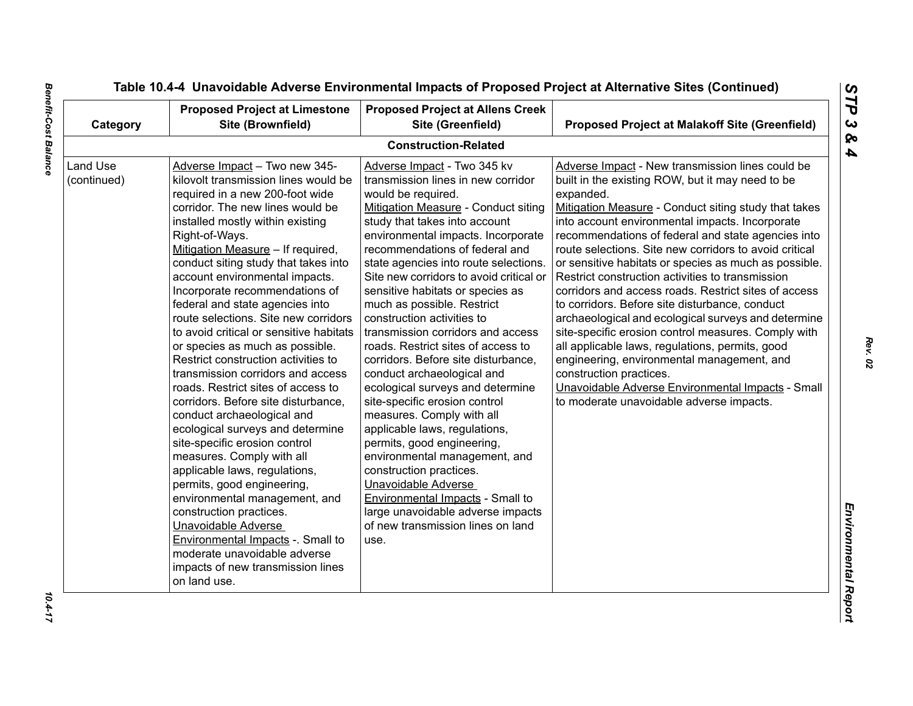# Table 10.4-4 Unavoidable Adverse Environmental Impacts of Proposed Project at Alternative Sites (Continued)

| Category | Proposed Project at Limestone Site (Brownfield) | Proposed Project at Allens Creek Site (Greenfield) | Proposed Project at Malakoff Site (Greenfield) |
|---|---|---|---|
| **Construction-Related** | | | |
| Land Use (continued) | Adverse Impact – Two new 345-kilovolt transmission lines would be required in a new 200-foot wide corridor. The new lines would be installed mostly within existing Right-of-Ways.<br>Mitigation Measure – If required, conduct siting study that takes into account environmental impacts. Incorporate recommendations of federal and state agencies into route selections. Site new corridors to avoid critical or sensitive habitats or species as much as possible. Restrict construction activities to transmission corridors and access roads. Restrict sites of access to corridors. Before site disturbance, conduct archaeological and ecological surveys and determine site-specific erosion control measures. Comply with all applicable laws, regulations, permits, good engineering, environmental management, and construction practices.<br>Unavoidable Adverse Environmental Impacts -. Small to moderate unavoidable adverse impacts of new transmission lines on land use. | Adverse Impact - Two 345 kv transmission lines in new corridor would be required.<br>Mitigation Measure - Conduct siting study that takes into account environmental impacts. Incorporate recommendations of federal and state agencies into route selections. Site new corridors to avoid critical or sensitive habitats or species as much as possible. Restrict construction activities to transmission corridors and access roads. Restrict sites of access to corridors. Before site disturbance, conduct archaeological and ecological surveys and determine site-specific erosion control measures. Comply with all applicable laws, regulations, permits, good engineering, environmental management, and construction practices.<br>Unavoidable Adverse Environmental Impacts - Small to large unavoidable adverse impacts of new transmission lines on land use. | Adverse Impact - New transmission lines could be built in the existing ROW, but it may need to be expanded.<br>Mitigation Measure - Conduct siting study that takes into account environmental impacts. Incorporate recommendations of federal and state agencies into route selections. Site new corridors to avoid critical or sensitive habitats or species as much as possible. Restrict construction activities to transmission corridors and access roads. Restrict sites of access to corridors. Before site disturbance, conduct archaeological and ecological surveys and determine site-specific erosion control measures. Comply with all applicable laws, regulations, permits, good engineering, environmental management, and construction practices.<br>Unavoidable Adverse Environmental Impacts - Small to moderate unavoidable adverse impacts. |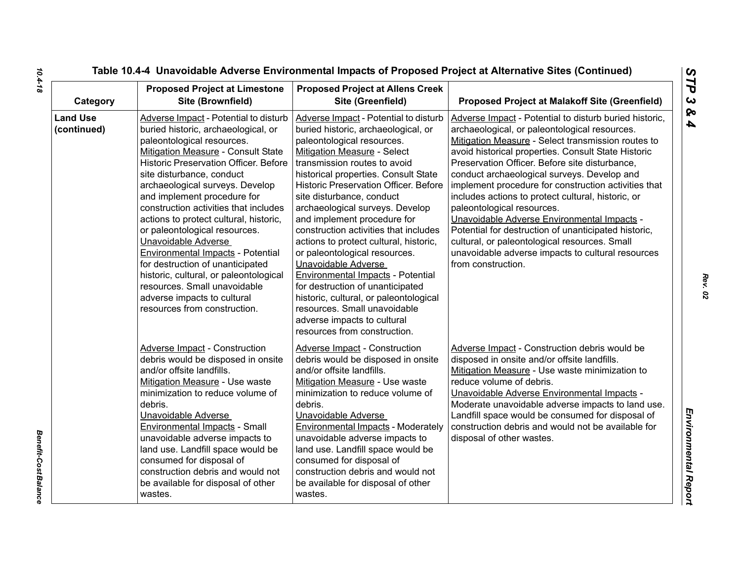Table 10.4-4 Unavoidable Adverse Environmental Impacts of Proposed Project at Alternative Sites (Continued)

| Category | Proposed Project at Limestone Site (Brownfield) | Proposed Project at Allens Creek Site (Greenfield) | Proposed Project at Malakoff Site (Greenfield) |
|---|---|---|---|
| **Land Use (continued)** | Adverse Impact - Potential to disturb buried historic, archaeological, or paleontological resources.<br>Mitigation Measure - Consult State Historic Preservation Officer. Before site disturbance, conduct archaeological surveys. Develop and implement procedure for construction activities that includes actions to protect cultural, historic, or paleontological resources.<br>Unavoidable Adverse Environmental Impacts - Potential for destruction of unanticipated historic, cultural, or paleontological resources. Small unavoidable adverse impacts to cultural resources from construction. | Adverse Impact - Potential to disturb buried historic, archaeological, or paleontological resources.<br>Mitigation Measure - Select transmission routes to avoid historical properties. Consult State Historic Preservation Officer. Before site disturbance, conduct archaeological surveys. Develop and implement procedure for construction activities that includes actions to protect cultural, historic, or paleontological resources.<br>Unavoidable Adverse Environmental Impacts - Potential for destruction of unanticipated historic, cultural, or paleontological resources. Small unavoidable adverse impacts to cultural resources from construction. | Adverse Impact - Potential to disturb buried historic, archaeological, or paleontological resources.<br>Mitigation Measure - Select transmission routes to avoid historical properties. Consult State Historic Preservation Officer. Before site disturbance, conduct archaeological surveys. Develop and implement procedure for construction activities that includes actions to protect cultural, historic, or paleontological resources.<br>Unavoidable Adverse Environmental Impacts - Potential for destruction of unanticipated historic, cultural, or paleontological resources. Small unavoidable adverse impacts to cultural resources from construction. |
| | Adverse Impact - Construction debris would be disposed in onsite and/or offsite landfills.<br>Mitigation Measure - Use waste minimization to reduce volume of debris.<br>Unavoidable Adverse Environmental Impacts - Small unavoidable adverse impacts to land use. Landfill space would be consumed for disposal of construction debris and would not be available for disposal of other wastes. | Adverse Impact - Construction debris would be disposed in onsite and/or offsite landfills.<br>Mitigation Measure - Use waste minimization to reduce volume of debris.<br>Unavoidable Adverse Environmental Impacts - Moderately unavoidable adverse impacts to land use. Landfill space would be consumed for disposal of construction debris and would not be available for disposal of other wastes. | Adverse Impact - Construction debris would be disposed in onsite and/or offsite landfills.<br>Mitigation Measure - Use waste minimization to reduce volume of debris.<br>Unavoidable Adverse Environmental Impacts - Moderate unavoidable adverse impacts to land use. Landfill space would be consumed for disposal of construction debris and would not be available for disposal of other wastes. |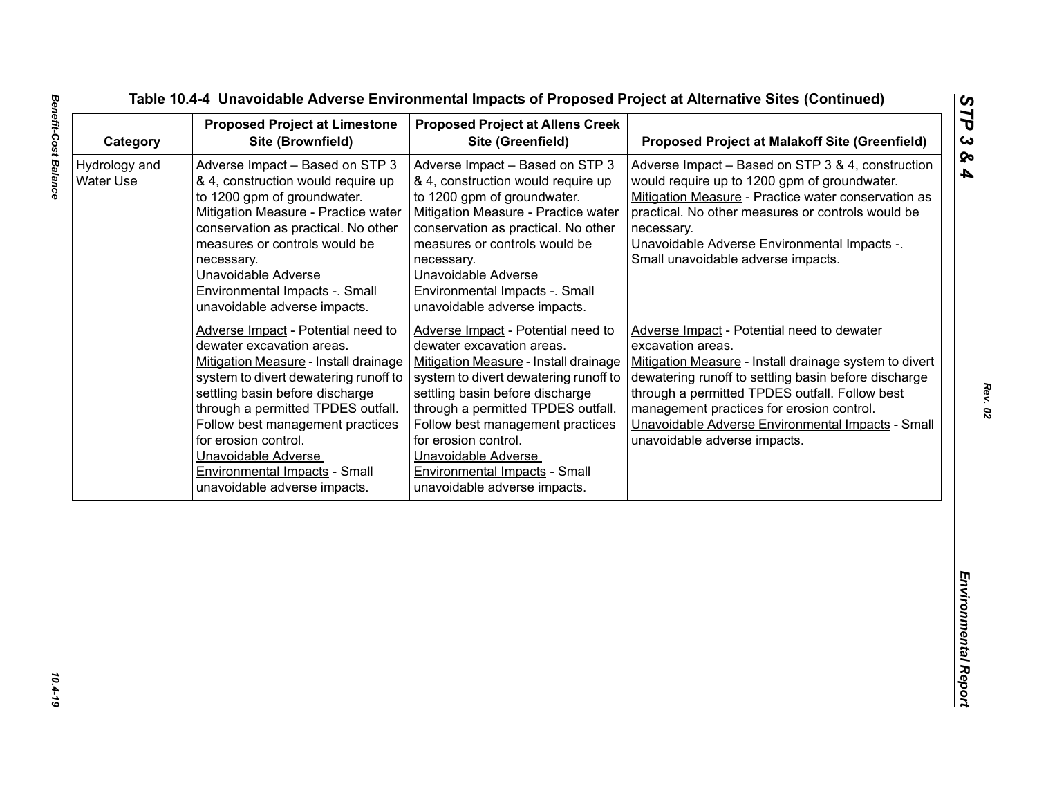**Table 10.4-4 Unavoidable Adverse Environmental Impacts of Proposed Project at Alternative Sites (Continued)**

| Category | Proposed Project at Limestone Site (Brownfield) | Proposed Project at Allens Creek Site (Greenfield) | Proposed Project at Malakoff Site (Greenfield) |
|---|---|---|---|
| Hydrology and Water Use | Adverse Impact – Based on STP 3 & 4, construction would require up to 1200 gpm of groundwater.<br>Mitigation Measure - Practice water conservation as practical. No other measures or controls would be necessary.<br>Unavoidable Adverse Environmental Impacts -. Small unavoidable adverse impacts. | Adverse Impact – Based on STP 3 & 4, construction would require up to 1200 gpm of groundwater.<br>Mitigation Measure - Practice water conservation as practical. No other measures or controls would be necessary.<br>Unavoidable Adverse Environmental Impacts -. Small unavoidable adverse impacts. | Adverse Impact – Based on STP 3 & 4, construction would require up to 1200 gpm of groundwater.<br>Mitigation Measure - Practice water conservation as practical. No other measures or controls would be necessary.<br>Unavoidable Adverse Environmental Impacts -. Small unavoidable adverse impacts. |
| | Adverse Impact - Potential need to dewater excavation areas.<br>Mitigation Measure - Install drainage system to divert dewatering runoff to settling basin before discharge through a permitted TPDES outfall. Follow best management practices for erosion control.<br>Unavoidable Adverse Environmental Impacts - Small unavoidable adverse impacts. | Adverse Impact - Potential need to dewater excavation areas.<br>Mitigation Measure - Install drainage system to divert dewatering runoff to settling basin before discharge through a permitted TPDES outfall. Follow best management practices for erosion control.<br>Unavoidable Adverse Environmental Impacts - Small unavoidable adverse impacts. | Adverse Impact - Potential need to dewater excavation areas.<br>Mitigation Measure - Install drainage system to divert dewatering runoff to settling basin before discharge through a permitted TPDES outfall. Follow best management practices for erosion control.<br>Unavoidable Adverse Environmental Impacts - Small unavoidable adverse impacts. |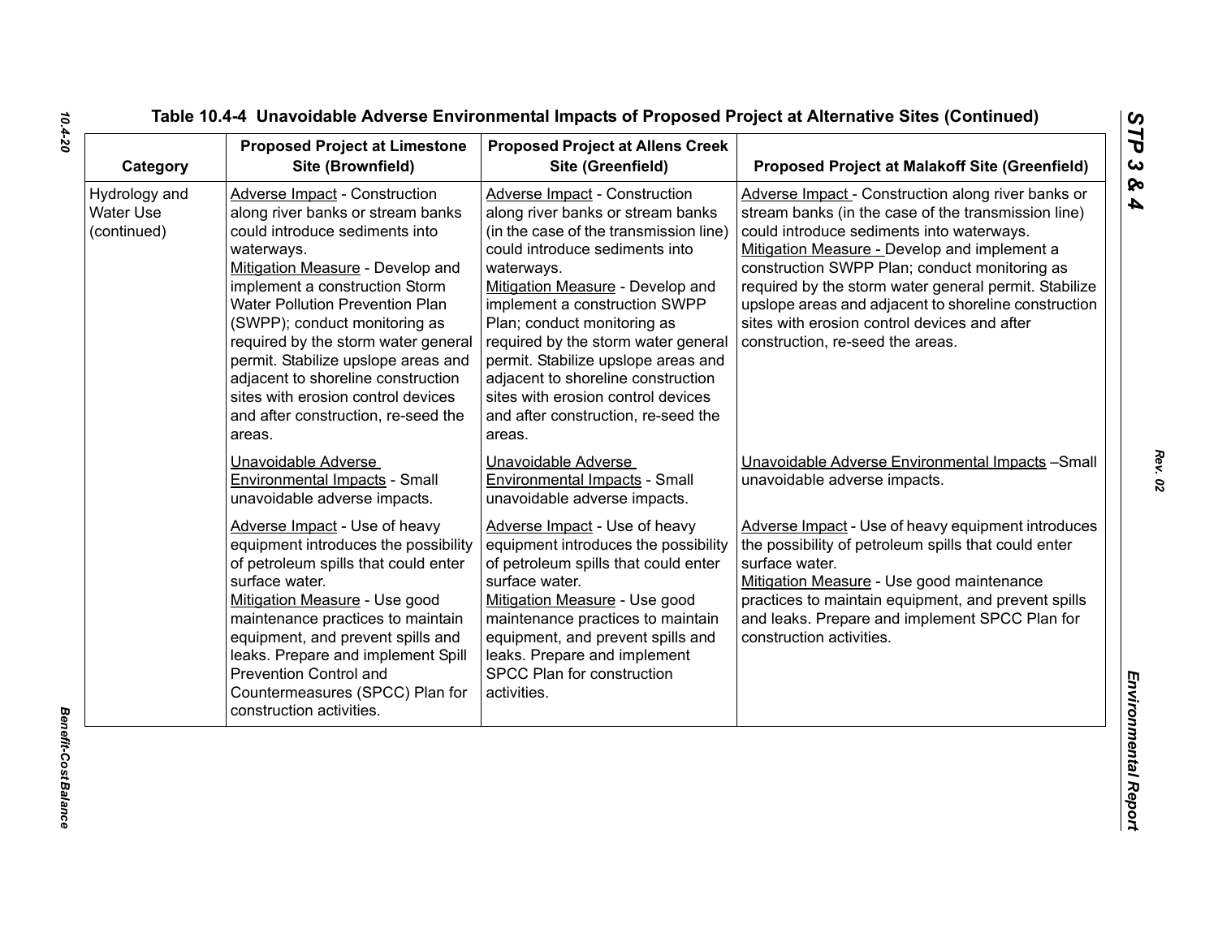## Table 10.4-4 Unavoidable Adverse Environmental Impacts of Proposed Project at Alternative Sites (Continued)

| Category | Proposed Project at Limestone Site (Brownfield) | Proposed Project at Allens Creek Site (Greenfield) | Proposed Project at Malakoff Site (Greenfield) |
|---|---|---|---|
| Hydrology and Water Use (continued) | Adverse Impact - Construction along river banks or stream banks could introduce sediments into waterways.<br>Mitigation Measure - Develop and implement a construction Storm Water Pollution Prevention Plan (SWPP); conduct monitoring as required by the storm water general permit. Stabilize upslope areas and adjacent to shoreline construction sites with erosion control devices and after construction, re-seed the areas. | Adverse Impact - Construction along river banks or stream banks (in the case of the transmission line) could introduce sediments into waterways.<br>Mitigation Measure - Develop and implement a construction SWPP Plan; conduct monitoring as required by the storm water general permit. Stabilize upslope areas and adjacent to shoreline construction sites with erosion control devices and after construction, re-seed the areas. | Adverse Impact - Construction along river banks or stream banks (in the case of the transmission line) could introduce sediments into waterways.<br>Mitigation Measure - Develop and implement a construction SWPP Plan; conduct monitoring as required by the storm water general permit. Stabilize upslope areas and adjacent to shoreline construction sites with erosion control devices and after construction, re-seed the areas. |
| | Unavoidable Adverse Environmental Impacts - Small unavoidable adverse impacts. | Unavoidable Adverse Environmental Impacts - Small unavoidable adverse impacts. | Unavoidable Adverse Environmental Impacts –Small unavoidable adverse impacts. |
| | Adverse Impact - Use of heavy equipment introduces the possibility of petroleum spills that could enter surface water.<br>Mitigation Measure - Use good maintenance practices to maintain equipment, and prevent spills and leaks. Prepare and implement Spill Prevention Control and Countermeasures (SPCC) Plan for construction activities. | Adverse Impact - Use of heavy equipment introduces the possibility of petroleum spills that could enter surface water.<br>Mitigation Measure - Use good maintenance practices to maintain equipment, and prevent spills and leaks. Prepare and implement SPCC Plan for construction activities. | Adverse Impact - Use of heavy equipment introduces the possibility of petroleum spills that could enter surface water.<br>Mitigation Measure - Use good maintenance practices to maintain equipment, and prevent spills and leaks. Prepare and implement SPCC Plan for construction activities. |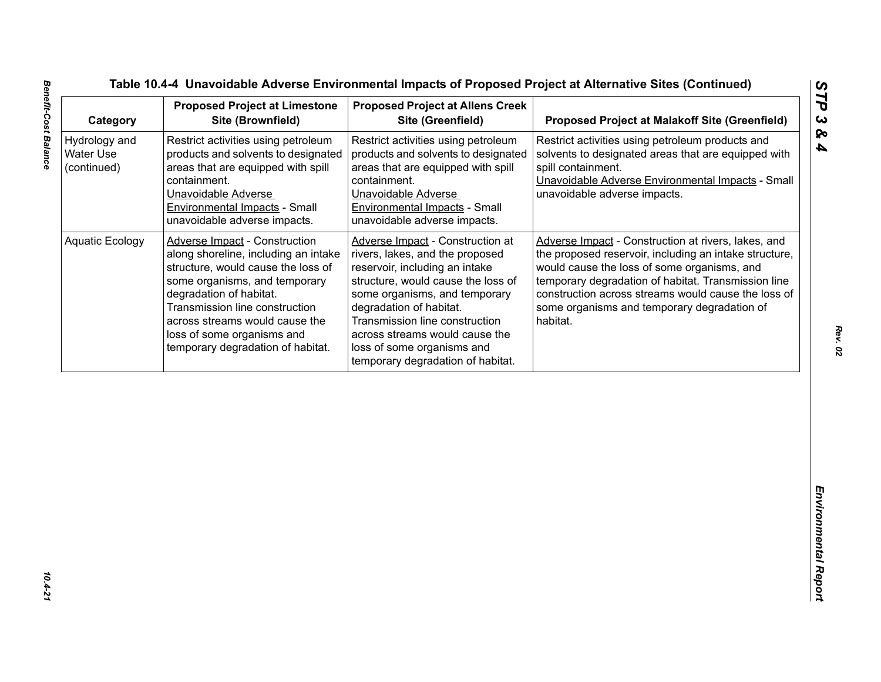**Table 10.4-4 Unavoidable Adverse Environmental Impacts of Proposed Project at Alternative Sites (Continued)**

| Category | Proposed Project at Limestone Site (Brownfield) | Proposed Project at Allens Creek Site (Greenfield) | Proposed Project at Malakoff Site (Greenfield) |
|---|---|---|---|
| Hydrology and Water Use (continued) | Restrict activities using petroleum products and solvents to designated areas that are equipped with spill containment.<br>Unavoidable Adverse Environmental Impacts - Small unavoidable adverse impacts. | Restrict activities using petroleum products and solvents to designated areas that are equipped with spill containment.<br>Unavoidable Adverse Environmental Impacts - Small unavoidable adverse impacts. | Restrict activities using petroleum products and solvents to designated areas that are equipped with spill containment.<br>Unavoidable Adverse Environmental Impacts - Small unavoidable adverse impacts. |
| Aquatic Ecology | Adverse Impact - Construction along shoreline, including an intake structure, would cause the loss of some organisms, and temporary degradation of habitat. Transmission line construction across streams would cause the loss of some organisms and temporary degradation of habitat. | Adverse Impact - Construction at rivers, lakes, and the proposed reservoir, including an intake structure, would cause the loss of some organisms, and temporary degradation of habitat. Transmission line construction across streams would cause the loss of some organisms and temporary degradation of habitat. | Adverse Impact - Construction at rivers, lakes, and the proposed reservoir, including an intake structure, would cause the loss of some organisms, and temporary degradation of habitat. Transmission line construction across streams would cause the loss of some organisms and temporary degradation of habitat. |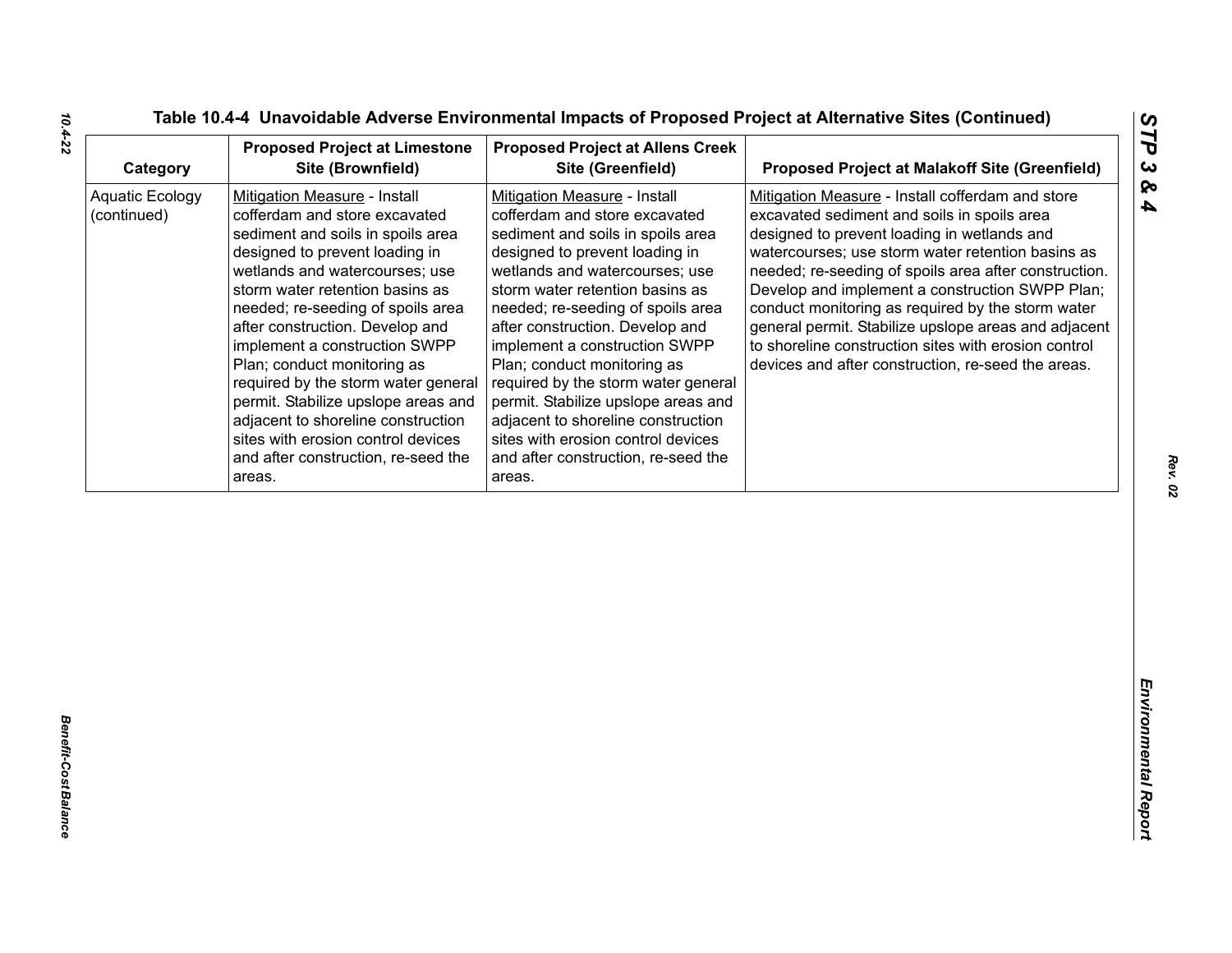Table 10.4-4 Unavoidable Adverse Environmental Impacts of Proposed Project at Alternative Sites (Continued)

| Category | Proposed Project at Limestone Site (Brownfield) | Proposed Project at Allens Creek Site (Greenfield) | Proposed Project at Malakoff Site (Greenfield) |
|---|---|---|---|
| Aquatic Ecology (continued) | Mitigation Measure - Install cofferdam and store excavated sediment and soils in spoils area designed to prevent loading in wetlands and watercourses; use storm water retention basins as needed; re-seeding of spoils area after construction. Develop and implement a construction SWPP Plan; conduct monitoring as required by the storm water general permit. Stabilize upslope areas and adjacent to shoreline construction sites with erosion control devices and after construction, re-seed the areas. | Mitigation Measure - Install cofferdam and store excavated sediment and soils in spoils area designed to prevent loading in wetlands and watercourses; use storm water retention basins as needed; re-seeding of spoils area after construction. Develop and implement a construction SWPP Plan; conduct monitoring as required by the storm water general permit. Stabilize upslope areas and adjacent to shoreline construction sites with erosion control devices and after construction, re-seed the areas. | Mitigation Measure - Install cofferdam and store excavated sediment and soils in spoils area designed to prevent loading in wetlands and watercourses; use storm water retention basins as needed; re-seeding of spoils area after construction. Develop and implement a construction SWPP Plan; conduct monitoring as required by the storm water general permit. Stabilize upslope areas and adjacent to shoreline construction sites with erosion control devices and after construction, re-seed the areas. |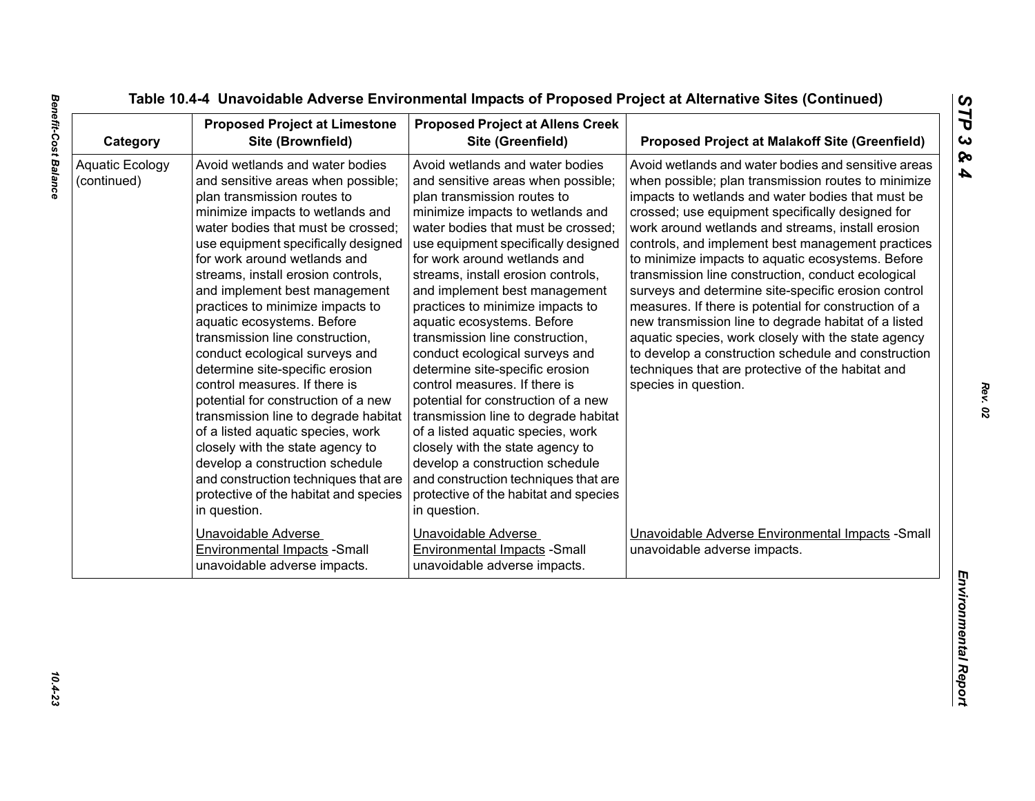Table 10.4-4 Unavoidable Adverse Environmental Impacts of Proposed Project at Alternative Sites (Continued)

| Category | Proposed Project at Limestone Site (Brownfield) | Proposed Project at Allens Creek Site (Greenfield) | Proposed Project at Malakoff Site (Greenfield) |
|---|---|---|---|
| Aquatic Ecology (continued) | Avoid wetlands and water bodies and sensitive areas when possible; plan transmission routes to minimize impacts to wetlands and water bodies that must be crossed; use equipment specifically designed for work around wetlands and streams, install erosion controls, and implement best management practices to minimize impacts to aquatic ecosystems. Before transmission line construction, conduct ecological surveys and determine site-specific erosion control measures. If there is potential for construction of a new transmission line to degrade habitat of a listed aquatic species, work closely with the state agency to develop a construction schedule and construction techniques that are protective of the habitat and species in question.<br><br><u>Unavoidable Adverse Environmental Impacts</u> -Small unavoidable adverse impacts. | Avoid wetlands and water bodies and sensitive areas when possible; plan transmission routes to minimize impacts to wetlands and water bodies that must be crossed; use equipment specifically designed for work around wetlands and streams, install erosion controls, and implement best management practices to minimize impacts to aquatic ecosystems. Before transmission line construction, conduct ecological surveys and determine site-specific erosion control measures. If there is potential for construction of a new transmission line to degrade habitat of a listed aquatic species, work closely with the state agency to develop a construction schedule and construction techniques that are protective of the habitat and species in question.<br><br><u>Unavoidable Adverse Environmental Impacts</u> -Small unavoidable adverse impacts. | Avoid wetlands and water bodies and sensitive areas when possible; plan transmission routes to minimize impacts to wetlands and water bodies that must be crossed; use equipment specifically designed for work around wetlands and streams, install erosion controls, and implement best management practices to minimize impacts to aquatic ecosystems. Before transmission line construction, conduct ecological surveys and determine site-specific erosion control measures. If there is potential for construction of a new transmission line to degrade habitat of a listed aquatic species, work closely with the state agency to develop a construction schedule and construction techniques that are protective of the habitat and species in question.<br><br><u>Unavoidable Adverse Environmental Impacts</u> -Small unavoidable adverse impacts. |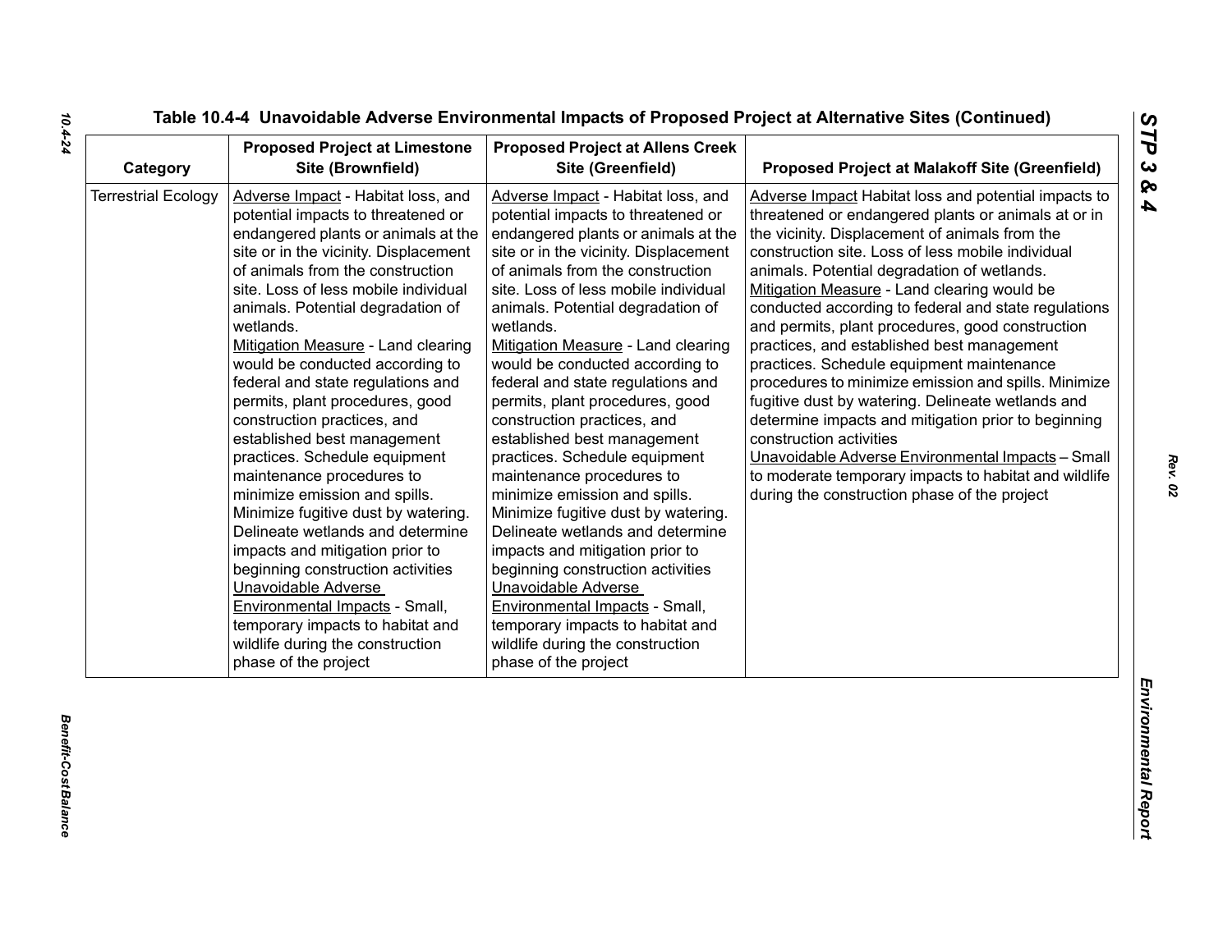Table 10.4-4 Unavoidable Adverse Environmental Impacts of Proposed Project at Alternative Sites (Continued)

| Category | Proposed Project at Limestone Site (Brownfield) | Proposed Project at Allens Creek Site (Greenfield) | Proposed Project at Malakoff Site (Greenfield) |
|---|---|---|---|
| Terrestrial Ecology | Adverse Impact - Habitat loss, and potential impacts to threatened or endangered plants or animals at the site or in the vicinity. Displacement of animals from the construction site. Loss of less mobile individual animals. Potential degradation of wetlands.<br>Mitigation Measure - Land clearing would be conducted according to federal and state regulations and permits, plant procedures, good construction practices, and established best management practices. Schedule equipment maintenance procedures to minimize emission and spills. Minimize fugitive dust by watering. Delineate wetlands and determine impacts and mitigation prior to beginning construction activities<br>Unavoidable Adverse Environmental Impacts - Small, temporary impacts to habitat and wildlife during the construction phase of the project | Adverse Impact - Habitat loss, and potential impacts to threatened or endangered plants or animals at the site or in the vicinity. Displacement of animals from the construction site. Loss of less mobile individual animals. Potential degradation of wetlands.<br>Mitigation Measure - Land clearing would be conducted according to federal and state regulations and permits, plant procedures, good construction practices, and established best management practices. Schedule equipment maintenance procedures to minimize emission and spills. Minimize fugitive dust by watering. Delineate wetlands and determine impacts and mitigation prior to beginning construction activities<br>Unavoidable Adverse Environmental Impacts - Small, temporary impacts to habitat and wildlife during the construction phase of the project | Adverse Impact Habitat loss and potential impacts to threatened or endangered plants or animals at or in the vicinity. Displacement of animals from the construction site. Loss of less mobile individual animals. Potential degradation of wetlands.<br>Mitigation Measure - Land clearing would be conducted according to federal and state regulations and permits, plant procedures, good construction practices, and established best management practices. Schedule equipment maintenance procedures to minimize emission and spills. Minimize fugitive dust by watering. Delineate wetlands and determine impacts and mitigation prior to beginning construction activities<br>Unavoidable Adverse Environmental Impacts – Small to moderate temporary impacts to habitat and wildlife during the construction phase of the project |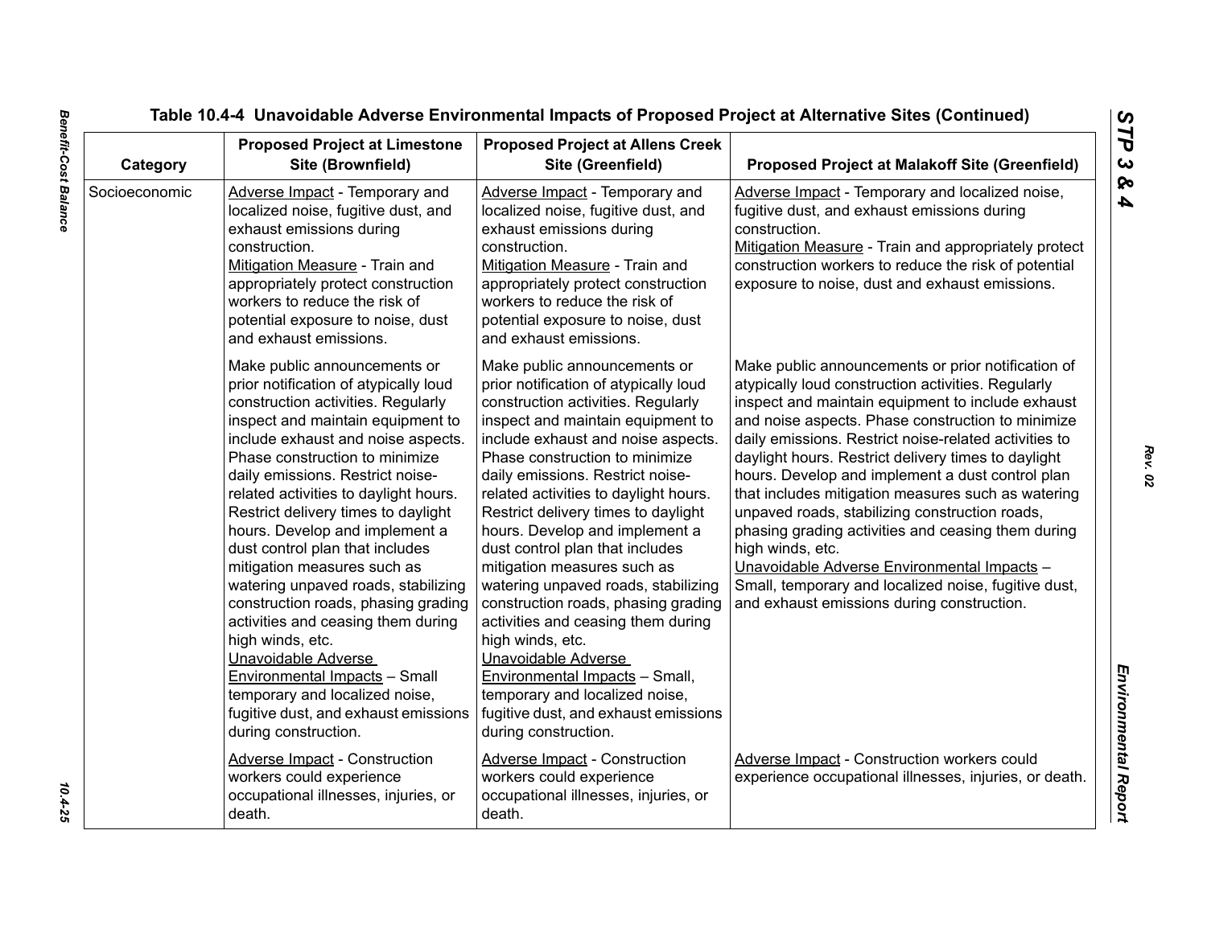**Table 10.4-4 Unavoidable Adverse Environmental Impacts of Proposed Project at Alternative Sites (Continued)**

| Category | Proposed Project at Limestone Site (Brownfield) | Proposed Project at Allens Creek Site (Greenfield) | Proposed Project at Malakoff Site (Greenfield) |
|---|---|---|---|
| Socioeconomic | Adverse Impact - Temporary and localized noise, fugitive dust, and exhaust emissions during construction.<br>Mitigation Measure - Train and appropriately protect construction workers to reduce the risk of potential exposure to noise, dust and exhaust emissions.<br><br>Make public announcements or prior notification of atypically loud construction activities. Regularly inspect and maintain equipment to include exhaust and noise aspects. Phase construction to minimize daily emissions. Restrict noise-related activities to daylight hours. Restrict delivery times to daylight hours. Develop and implement a dust control plan that includes mitigation measures such as watering unpaved roads, stabilizing construction roads, phasing grading activities and ceasing them during high winds, etc.<br>Unavoidable Adverse Environmental Impacts – Small temporary and localized noise, fugitive dust, and exhaust emissions during construction. | Adverse Impact - Temporary and localized noise, fugitive dust, and exhaust emissions during construction.<br>Mitigation Measure - Train and appropriately protect construction workers to reduce the risk of potential exposure to noise, dust and exhaust emissions.<br><br>Make public announcements or prior notification of atypically loud construction activities. Regularly inspect and maintain equipment to include exhaust and noise aspects. Phase construction to minimize daily emissions. Restrict noise-related activities to daylight hours. Restrict delivery times to daylight hours. Develop and implement a dust control plan that includes mitigation measures such as watering unpaved roads, stabilizing construction roads, phasing grading activities and ceasing them during high winds, etc.<br>Unavoidable Adverse Environmental Impacts – Small, temporary and localized noise, fugitive dust, and exhaust emissions during construction. | Adverse Impact - Temporary and localized noise, fugitive dust, and exhaust emissions during construction.<br>Mitigation Measure - Train and appropriately protect construction workers to reduce the risk of potential exposure to noise, dust and exhaust emissions.<br><br>Make public announcements or prior notification of atypically loud construction activities. Regularly inspect and maintain equipment to include exhaust and noise aspects. Phase construction to minimize daily emissions. Restrict noise-related activities to daylight hours. Restrict delivery times to daylight hours. Develop and implement a dust control plan that includes mitigation measures such as watering unpaved roads, stabilizing construction roads, phasing grading activities and ceasing them during high winds, etc.<br>Unavoidable Adverse Environmental Impacts – Small, temporary and localized noise, fugitive dust, and exhaust emissions during construction. |
| | Adverse Impact - Construction workers could experience occupational illnesses, injuries, or death. | Adverse Impact - Construction workers could experience occupational illnesses, injuries, or death. | Adverse Impact - Construction workers could experience occupational illnesses, injuries, or death. |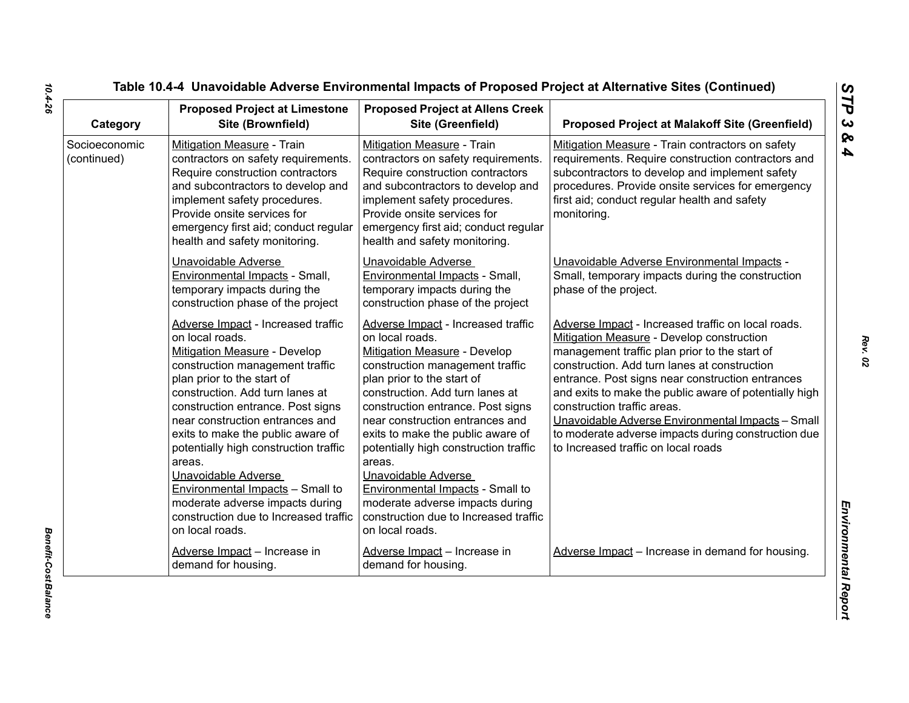Table 10.4-4 Unavoidable Adverse Environmental Impacts of Proposed Project at Alternative Sites (Continued)

| Category | Proposed Project at Limestone Site (Brownfield) | Proposed Project at Allens Creek Site (Greenfield) | Proposed Project at Malakoff Site (Greenfield) |
|---|---|---|---|
| Socioeconomic (continued) | Mitigation Measure - Train contractors on safety requirements. Require construction contractors and subcontractors to develop and implement safety procedures. Provide onsite services for emergency first aid; conduct regular health and safety monitoring. | Mitigation Measure - Train contractors on safety requirements. Require construction contractors and subcontractors to develop and implement safety procedures. Provide onsite services for emergency first aid; conduct regular health and safety monitoring. | Mitigation Measure - Train contractors on safety requirements. Require construction contractors and subcontractors to develop and implement safety procedures. Provide onsite services for emergency first aid; conduct regular health and safety monitoring. |
| | Unavoidable Adverse Environmental Impacts - Small, temporary impacts during the construction phase of the project | Unavoidable Adverse Environmental Impacts - Small, temporary impacts during the construction phase of the project | Unavoidable Adverse Environmental Impacts - Small, temporary impacts during the construction phase of the project. |
| | Adverse Impact - Increased traffic on local roads. Mitigation Measure - Develop construction management traffic plan prior to the start of construction. Add turn lanes at construction entrance. Post signs near construction entrances and exits to make the public aware of potentially high construction traffic areas. Unavoidable Adverse Environmental Impacts – Small to moderate adverse impacts during construction due to Increased traffic on local roads. | Adverse Impact - Increased traffic on local roads. Mitigation Measure - Develop construction management traffic plan prior to the start of construction. Add turn lanes at construction entrance. Post signs near construction entrances and exits to make the public aware of potentially high construction traffic areas. Unavoidable Adverse Environmental Impacts - Small to moderate adverse impacts during construction due to Increased traffic on local roads. | Adverse Impact - Increased traffic on local roads. Mitigation Measure - Develop construction management traffic plan prior to the start of construction. Add turn lanes at construction entrance. Post signs near construction entrances and exits to make the public aware of potentially high construction traffic areas. Unavoidable Adverse Environmental Impacts – Small to moderate adverse impacts during construction due to Increased traffic on local roads |
| | Adverse Impact – Increase in demand for housing. | Adverse Impact – Increase in demand for housing. | Adverse Impact – Increase in demand for housing. |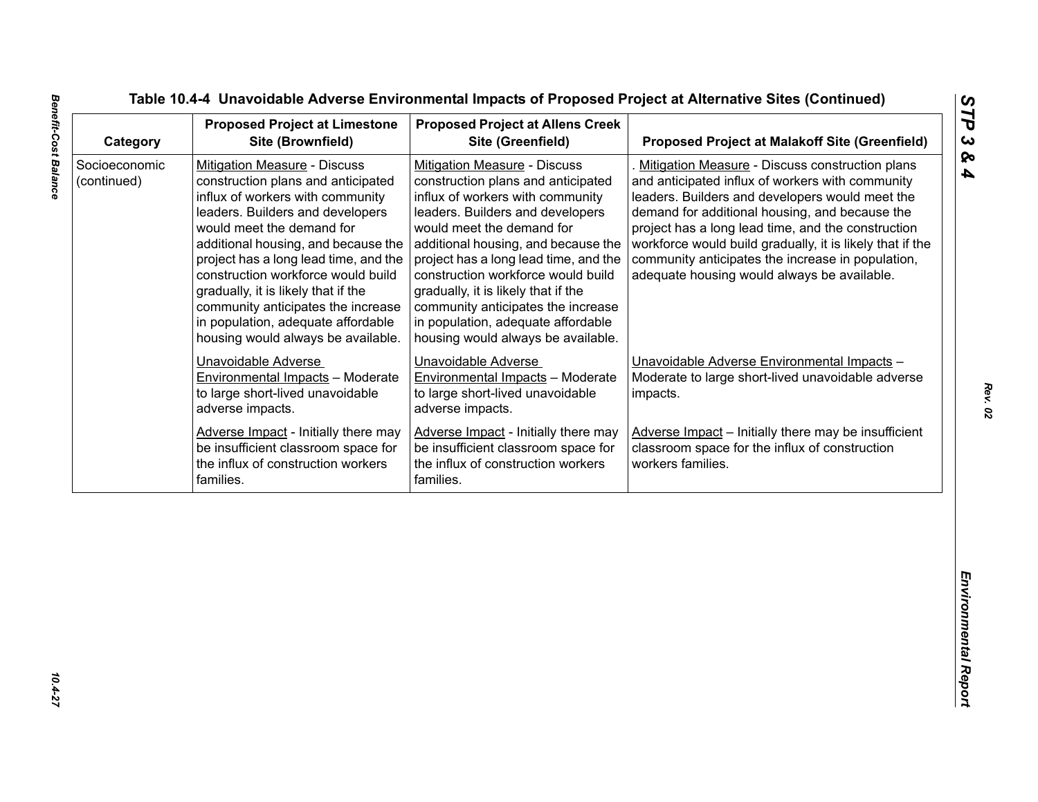Table 10.4-4 Unavoidable Adverse Environmental Impacts of Proposed Project at Alternative Sites (Continued)

| Category | Proposed Project at Limestone Site (Brownfield) | Proposed Project at Allens Creek Site (Greenfield) | Proposed Project at Malakoff Site (Greenfield) |
|---|---|---|---|
| Socioeconomic (continued) | Mitigation Measure - Discuss construction plans and anticipated influx of workers with community leaders. Builders and developers would meet the demand for additional housing, and because the project has a long lead time, and the construction workforce would build gradually, it is likely that if the community anticipates the increase in population, adequate affordable housing would always be available. | Mitigation Measure - Discuss construction plans and anticipated influx of workers with community leaders. Builders and developers would meet the demand for additional housing, and because the project has a long lead time, and the construction workforce would build gradually, it is likely that if the community anticipates the increase in population, adequate affordable housing would always be available. | . Mitigation Measure - Discuss construction plans and anticipated influx of workers with community leaders. Builders and developers would meet the demand for additional housing, and because the project has a long lead time, and the construction workforce would build gradually, it is likely that if the community anticipates the increase in population, adequate housing would always be available. |
| | Unavoidable Adverse Environmental Impacts – Moderate to large short-lived unavoidable adverse impacts. | Unavoidable Adverse Environmental Impacts – Moderate to large short-lived unavoidable adverse impacts. | Unavoidable Adverse Environmental Impacts – Moderate to large short-lived unavoidable adverse impacts. |
| | Adverse Impact - Initially there may be insufficient classroom space for the influx of construction workers families. | Adverse Impact - Initially there may be insufficient classroom space for the influx of construction workers families. | Adverse Impact – Initially there may be insufficient classroom space for the influx of construction workers families. |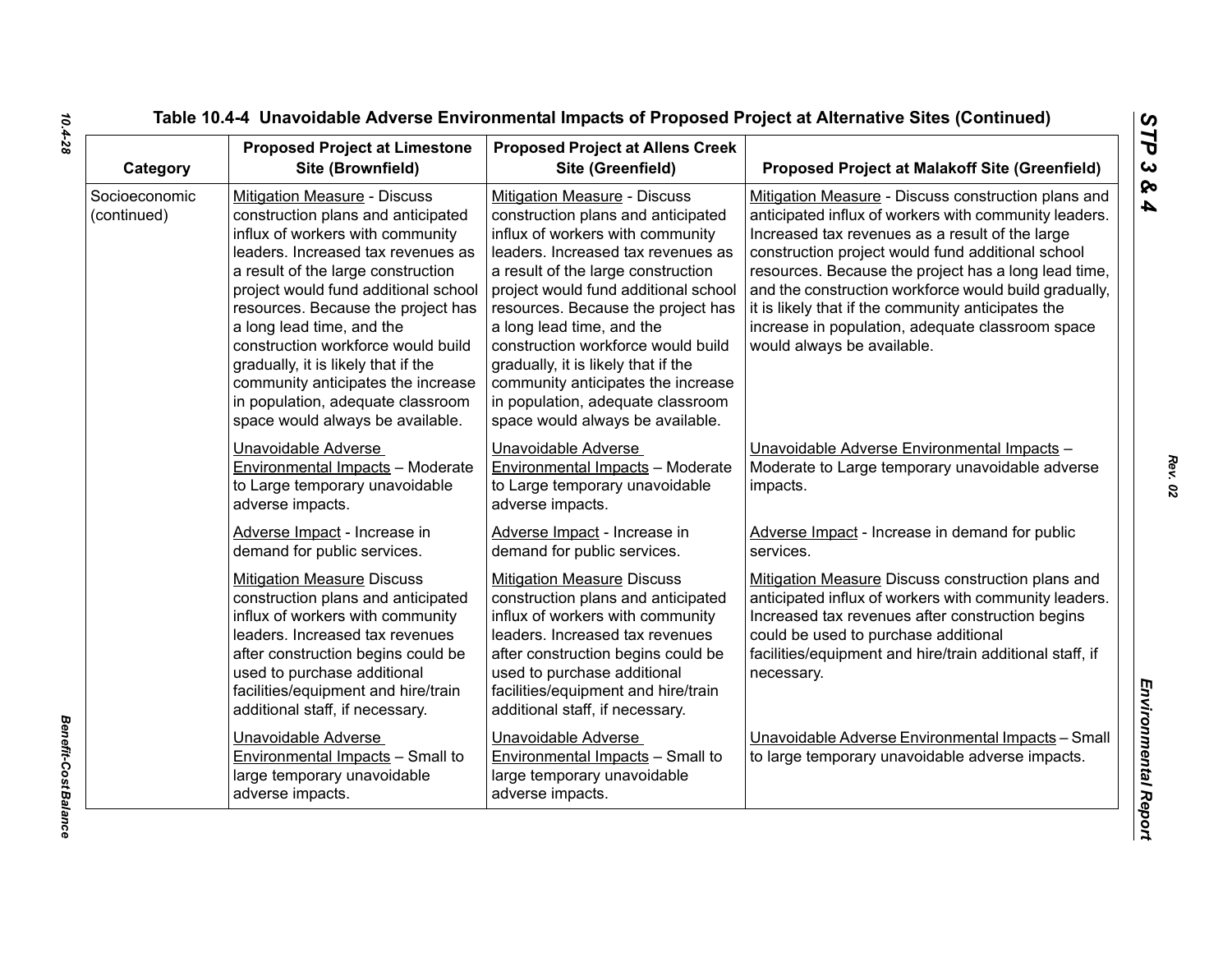## Table 10.4-4 Unavoidable Adverse Environmental Impacts of Proposed Project at Alternative Sites (Continued)

| Category | Proposed Project at Limestone Site (Brownfield) | Proposed Project at Allens Creek Site (Greenfield) | Proposed Project at Malakoff Site (Greenfield) |
|---|---|---|---|
| Socioeconomic (continued) | Mitigation Measure - Discuss construction plans and anticipated influx of workers with community leaders. Increased tax revenues as a result of the large construction project would fund additional school resources. Because the project has a long lead time, and the construction workforce would build gradually, it is likely that if the community anticipates the increase in population, adequate classroom space would always be available. | Mitigation Measure - Discuss construction plans and anticipated influx of workers with community leaders. Increased tax revenues as a result of the large construction project would fund additional school resources. Because the project has a long lead time, and the construction workforce would build gradually, it is likely that if the community anticipates the increase in population, adequate classroom space would always be available. | Mitigation Measure - Discuss construction plans and anticipated influx of workers with community leaders. Increased tax revenues as a result of the large construction project would fund additional school resources. Because the project has a long lead time, and the construction workforce would build gradually, it is likely that if the community anticipates the increase in population, adequate classroom space would always be available. |
| | Unavoidable Adverse Environmental Impacts – Moderate to Large temporary unavoidable adverse impacts. | Unavoidable Adverse Environmental Impacts – Moderate to Large temporary unavoidable adverse impacts. | Unavoidable Adverse Environmental Impacts – Moderate to Large temporary unavoidable adverse impacts. |
| | Adverse Impact - Increase in demand for public services. | Adverse Impact - Increase in demand for public services. | Adverse Impact - Increase in demand for public services. |
| | Mitigation Measure Discuss construction plans and anticipated influx of workers with community leaders. Increased tax revenues after construction begins could be used to purchase additional facilities/equipment and hire/train additional staff, if necessary. | Mitigation Measure Discuss construction plans and anticipated influx of workers with community leaders. Increased tax revenues after construction begins could be used to purchase additional facilities/equipment and hire/train additional staff, if necessary. | Mitigation Measure Discuss construction plans and anticipated influx of workers with community leaders. Increased tax revenues after construction begins could be used to purchase additional facilities/equipment and hire/train additional staff, if necessary. |
| | Unavoidable Adverse Environmental Impacts – Small to large temporary unavoidable adverse impacts. | Unavoidable Adverse Environmental Impacts – Small to large temporary unavoidable adverse impacts. | Unavoidable Adverse Environmental Impacts – Small to large temporary unavoidable adverse impacts. |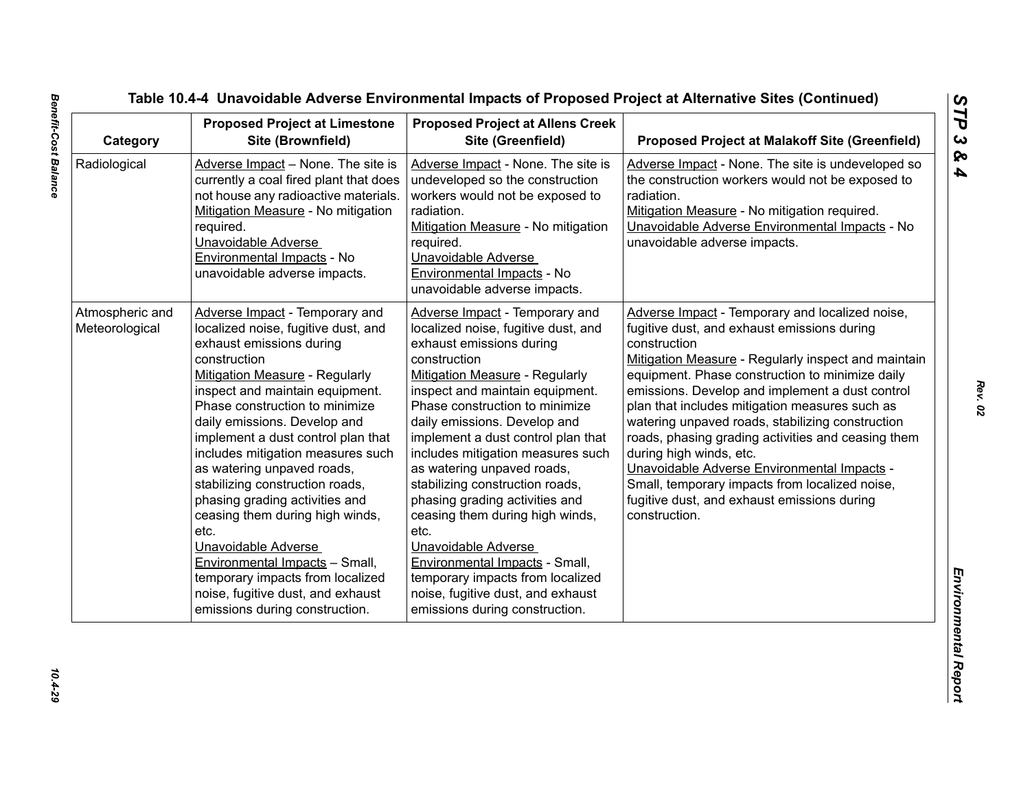**Table 10.4-4 Unavoidable Adverse Environmental Impacts of Proposed Project at Alternative Sites (Continued)**

| Category | Proposed Project at Limestone Site (Brownfield) | Proposed Project at Allens Creek Site (Greenfield) | Proposed Project at Malakoff Site (Greenfield) |
|---|---|---|---|
| Radiological | Adverse Impact – None. The site is currently a coal fired plant that does not house any radioactive materials.<br>Mitigation Measure - No mitigation required.<br>Unavoidable Adverse Environmental Impacts - No unavoidable adverse impacts. | Adverse Impact - None. The site is undeveloped so the construction workers would not be exposed to radiation.<br>Mitigation Measure - No mitigation required.<br>Unavoidable Adverse Environmental Impacts - No unavoidable adverse impacts. | Adverse Impact - None. The site is undeveloped so the construction workers would not be exposed to radiation.<br>Mitigation Measure - No mitigation required.<br>Unavoidable Adverse Environmental Impacts - No unavoidable adverse impacts. |
| Atmospheric and Meteorological | Adverse Impact - Temporary and localized noise, fugitive dust, and exhaust emissions during construction<br>Mitigation Measure - Regularly inspect and maintain equipment. Phase construction to minimize daily emissions. Develop and implement a dust control plan that includes mitigation measures such as watering unpaved roads, stabilizing construction roads, phasing grading activities and ceasing them during high winds, etc.<br>Unavoidable Adverse Environmental Impacts – Small, temporary impacts from localized noise, fugitive dust, and exhaust emissions during construction. | Adverse Impact - Temporary and localized noise, fugitive dust, and exhaust emissions during construction<br>Mitigation Measure - Regularly inspect and maintain equipment. Phase construction to minimize daily emissions. Develop and implement a dust control plan that includes mitigation measures such as watering unpaved roads, stabilizing construction roads, phasing grading activities and ceasing them during high winds, etc.<br>Unavoidable Adverse Environmental Impacts - Small, temporary impacts from localized noise, fugitive dust, and exhaust emissions during construction. | Adverse Impact - Temporary and localized noise, fugitive dust, and exhaust emissions during construction<br>Mitigation Measure - Regularly inspect and maintain equipment. Phase construction to minimize daily emissions. Develop and implement a dust control plan that includes mitigation measures such as watering unpaved roads, stabilizing construction roads, phasing grading activities and ceasing them during high winds, etc.<br>Unavoidable Adverse Environmental Impacts - Small, temporary impacts from localized noise, fugitive dust, and exhaust emissions during construction. |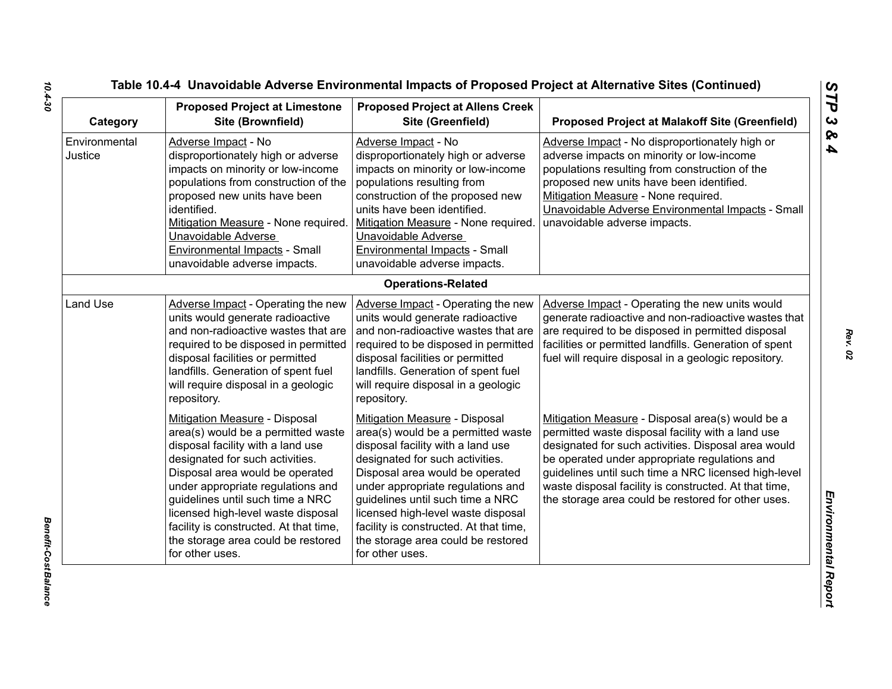## Table 10.4-4 Unavoidable Adverse Environmental Impacts of Proposed Project at Alternative Sites (Continued)

| Category | Proposed Project at Limestone Site (Brownfield) | Proposed Project at Allens Creek Site (Greenfield) | Proposed Project at Malakoff Site (Greenfield) |
|---|---|---|---|
| Environmental Justice | Adverse Impact - No disproportionately high or adverse impacts on minority or low-income populations from construction of the proposed new units have been identified.<br>Mitigation Measure - None required.<br>Unavoidable Adverse Environmental Impacts - Small unavoidable adverse impacts. | Adverse Impact - No disproportionately high or adverse impacts on minority or low-income populations resulting from construction of the proposed new units have been identified.<br>Mitigation Measure - None required.<br>Unavoidable Adverse Environmental Impacts - Small unavoidable adverse impacts. | Adverse Impact - No disproportionately high or adverse impacts on minority or low-income populations resulting from construction of the proposed new units have been identified.<br>Mitigation Measure - None required.<br>Unavoidable Adverse Environmental Impacts - Small unavoidable adverse impacts. |
| **Operations-Related** | | | |
| Land Use | Adverse Impact - Operating the new units would generate radioactive and non-radioactive wastes that are required to be disposed in permitted disposal facilities or permitted landfills. Generation of spent fuel will require disposal in a geologic repository.<br><br>Mitigation Measure - Disposal area(s) would be a permitted waste disposal facility with a land use designated for such activities. Disposal area would be operated under appropriate regulations and guidelines until such time a NRC licensed high-level waste disposal facility is constructed. At that time, the storage area could be restored for other uses. | Adverse Impact - Operating the new units would generate radioactive and non-radioactive wastes that are required to be disposed in permitted disposal facilities or permitted landfills. Generation of spent fuel will require disposal in a geologic repository.<br><br>Mitigation Measure - Disposal area(s) would be a permitted waste disposal facility with a land use designated for such activities. Disposal area would be operated under appropriate regulations and guidelines until such time a NRC licensed high-level waste disposal facility is constructed. At that time, the storage area could be restored for other uses. | Adverse Impact - Operating the new units would generate radioactive and non-radioactive wastes that are required to be disposed in permitted disposal facilities or permitted landfills. Generation of spent fuel will require disposal in a geologic repository.<br><br>Mitigation Measure - Disposal area(s) would be a permitted waste disposal facility with a land use designated for such activities. Disposal area would be operated under appropriate regulations and guidelines until such time a NRC licensed high-level waste disposal facility is constructed. At that time, the storage area could be restored for other uses. |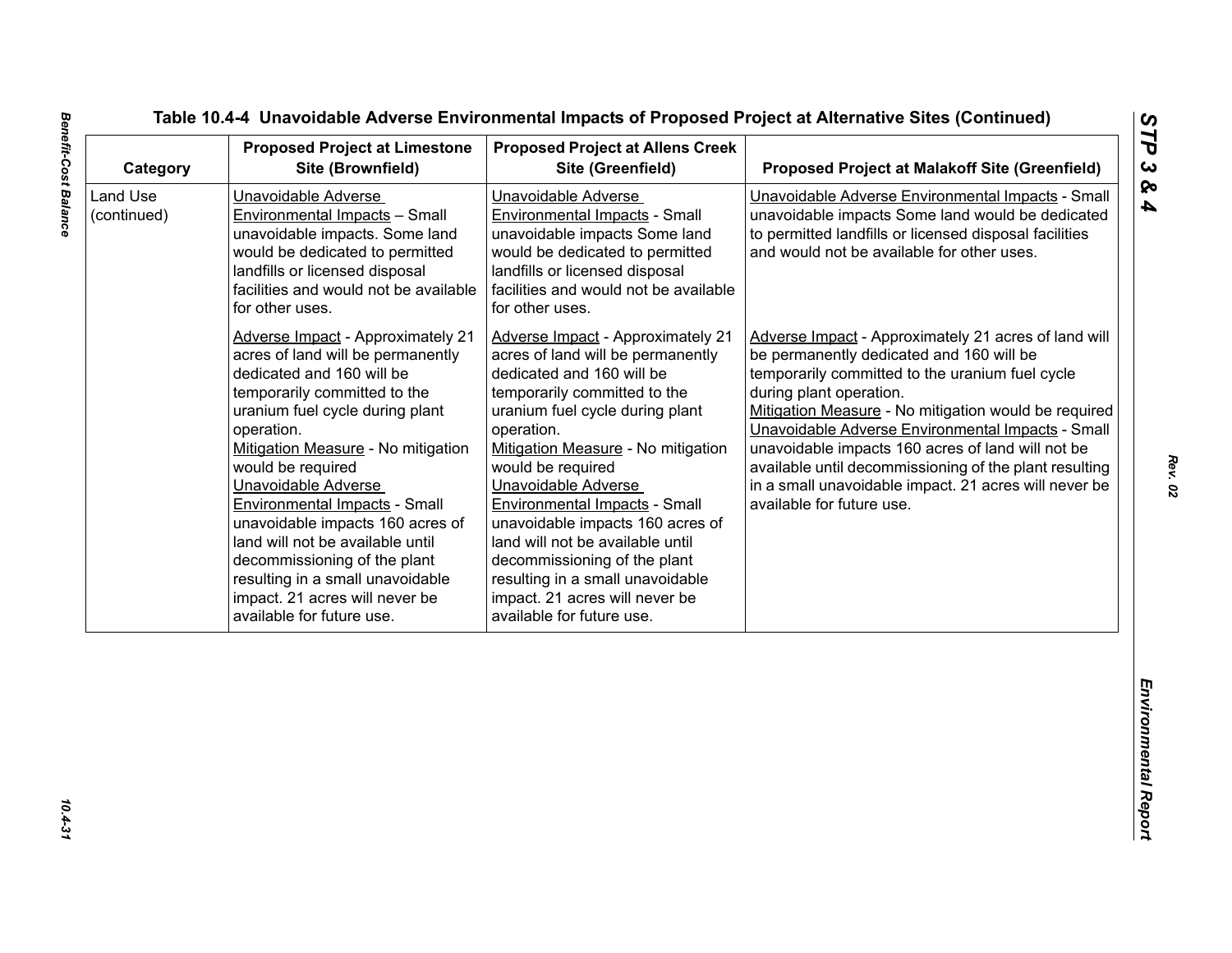**Table 10.4-4 Unavoidable Adverse Environmental Impacts of Proposed Project at Alternative Sites (Continued)**

| Category | Proposed Project at Limestone Site (Brownfield) | Proposed Project at Allens Creek Site (Greenfield) | Proposed Project at Malakoff Site (Greenfield) |
|---|---|---|---|
| Land Use (continued) | Unavoidable Adverse Environmental Impacts – Small unavoidable impacts. Some land would be dedicated to permitted landfills or licensed disposal facilities and would not be available for other uses. | Unavoidable Adverse Environmental Impacts - Small unavoidable impacts Some land would be dedicated to permitted landfills or licensed disposal facilities and would not be available for other uses. | Unavoidable Adverse Environmental Impacts - Small unavoidable impacts Some land would be dedicated to permitted landfills or licensed disposal facilities and would not be available for other uses. |
| | Adverse Impact - Approximately 21 acres of land will be permanently dedicated and 160 will be temporarily committed to the uranium fuel cycle during plant operation.<br>Mitigation Measure - No mitigation would be required<br>Unavoidable Adverse Environmental Impacts - Small unavoidable impacts 160 acres of land will not be available until decommissioning of the plant resulting in a small unavoidable impact. 21 acres will never be available for future use. | Adverse Impact - Approximately 21 acres of land will be permanently dedicated and 160 will be temporarily committed to the uranium fuel cycle during plant operation.<br>Mitigation Measure - No mitigation would be required<br>Unavoidable Adverse Environmental Impacts - Small unavoidable impacts 160 acres of land will not be available until decommissioning of the plant resulting in a small unavoidable impact. 21 acres will never be available for future use. | Adverse Impact - Approximately 21 acres of land will be permanently dedicated and 160 will be temporarily committed to the uranium fuel cycle during plant operation.<br>Mitigation Measure - No mitigation would be required<br>Unavoidable Adverse Environmental Impacts - Small unavoidable impacts 160 acres of land will not be available until decommissioning of the plant resulting in a small unavoidable impact. 21 acres will never be available for future use. |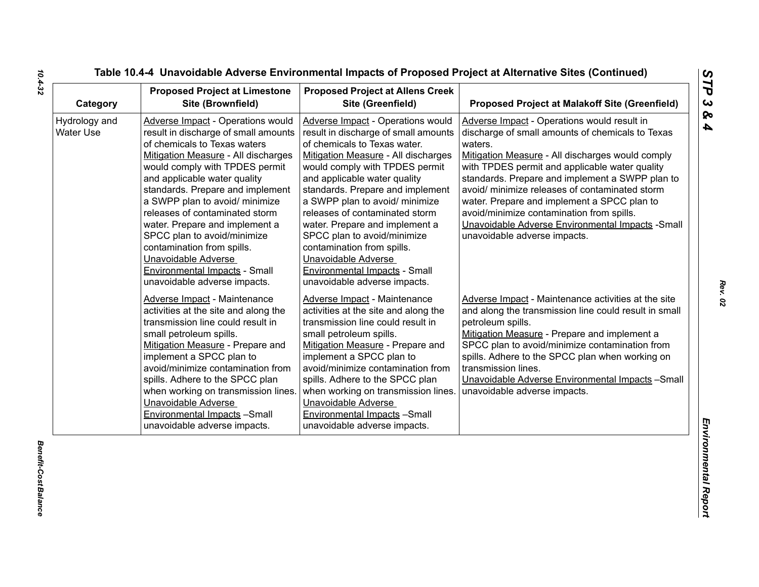**Table 10.4-4 Unavoidable Adverse Environmental Impacts of Proposed Project at Alternative Sites (Continued)**

| Category | Proposed Project at Limestone Site (Brownfield) | Proposed Project at Allens Creek Site (Greenfield) | Proposed Project at Malakoff Site (Greenfield) |
|---|---|---|---|
| Hydrology and Water Use | Adverse Impact - Operations would result in discharge of small amounts of chemicals to Texas waters<br>Mitigation Measure - All discharges would comply with TPDES permit and applicable water quality standards. Prepare and implement a SWPP plan to avoid/ minimize releases of contaminated storm water. Prepare and implement a SPCC plan to avoid/minimize contamination from spills.<br>Unavoidable Adverse Environmental Impacts - Small unavoidable adverse impacts. | Adverse Impact - Operations would result in discharge of small amounts of chemicals to Texas water.<br>Mitigation Measure - All discharges would comply with TPDES permit and applicable water quality standards. Prepare and implement a SWPP plan to avoid/ minimize releases of contaminated storm water. Prepare and implement a SPCC plan to avoid/minimize contamination from spills.<br>Unavoidable Adverse Environmental Impacts - Small unavoidable adverse impacts. | Adverse Impact - Operations would result in discharge of small amounts of chemicals to Texas waters.<br>Mitigation Measure - All discharges would comply with TPDES permit and applicable water quality standards. Prepare and implement a SWPP plan to avoid/ minimize releases of contaminated storm water. Prepare and implement a SPCC plan to avoid/minimize contamination from spills.<br>Unavoidable Adverse Environmental Impacts -Small unavoidable adverse impacts. |
| | Adverse Impact - Maintenance activities at the site and along the transmission line could result in small petroleum spills.<br>Mitigation Measure - Prepare and implement a SPCC plan to avoid/minimize contamination from spills. Adhere to the SPCC plan when working on transmission lines.<br>Unavoidable Adverse Environmental Impacts –Small unavoidable adverse impacts. | Adverse Impact - Maintenance activities at the site and along the transmission line could result in small petroleum spills.<br>Mitigation Measure - Prepare and implement a SPCC plan to avoid/minimize contamination from spills. Adhere to the SPCC plan when working on transmission lines.<br>Unavoidable Adverse Environmental Impacts –Small unavoidable adverse impacts. | Adverse Impact - Maintenance activities at the site and along the transmission line could result in small petroleum spills.<br>Mitigation Measure - Prepare and implement a SPCC plan to avoid/minimize contamination from spills. Adhere to the SPCC plan when working on transmission lines.<br>Unavoidable Adverse Environmental Impacts –Small unavoidable adverse impacts. |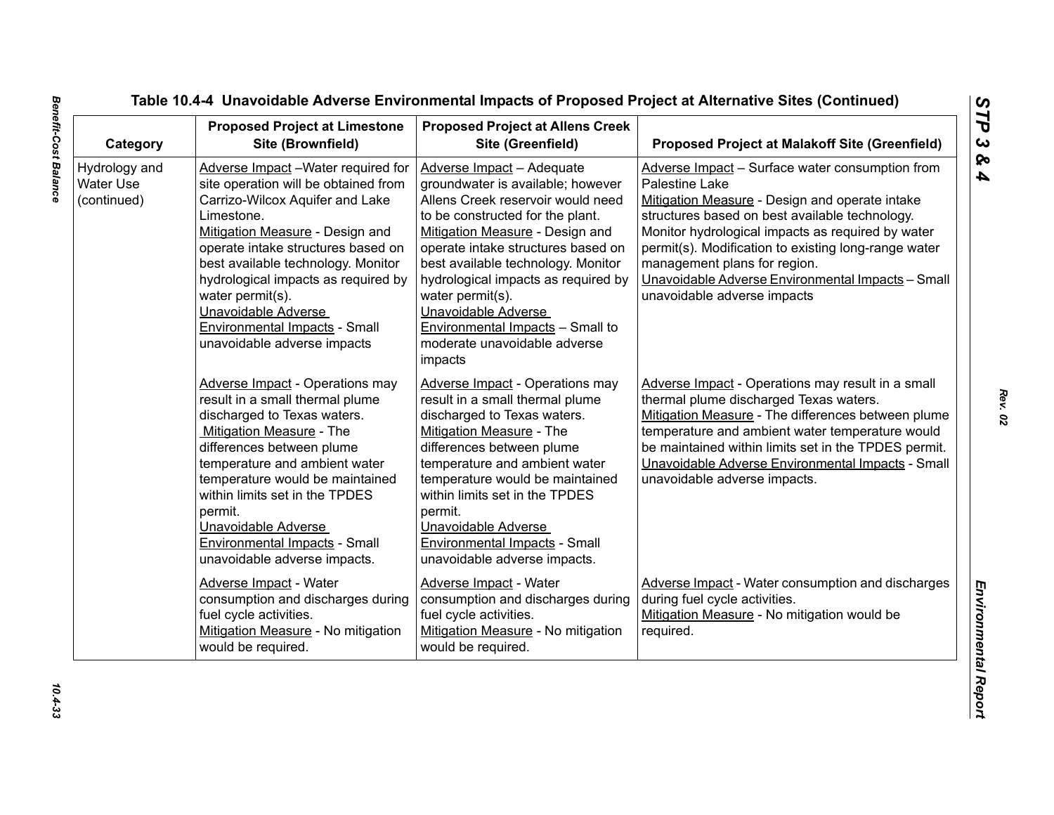# Table 10.4-4 Unavoidable Adverse Environmental Impacts of Proposed Project at Alternative Sites (Continued)

| Category | Proposed Project at Limestone Site (Brownfield) | Proposed Project at Allens Creek Site (Greenfield) | Proposed Project at Malakoff Site (Greenfield) |
|---|---|---|---|
| Hydrology and Water Use (continued) | Adverse Impact –Water required for site operation will be obtained from Carrizo-Wilcox Aquifer and Lake Limestone.<br>Mitigation Measure - Design and operate intake structures based on best available technology. Monitor hydrological impacts as required by water permit(s).<br>Unavoidable Adverse Environmental Impacts - Small unavoidable adverse impacts | Adverse Impact – Adequate groundwater is available; however Allens Creek reservoir would need to be constructed for the plant.<br>Mitigation Measure - Design and operate intake structures based on best available technology. Monitor hydrological impacts as required by water permit(s).<br>Unavoidable Adverse Environmental Impacts – Small to moderate unavoidable adverse impacts | Adverse Impact – Surface water consumption from Palestine Lake<br>Mitigation Measure - Design and operate intake structures based on best available technology. Monitor hydrological impacts as required by water permit(s). Modification to existing long-range water management plans for region.<br>Unavoidable Adverse Environmental Impacts – Small unavoidable adverse impacts |
| | Adverse Impact - Operations may result in a small thermal plume discharged to Texas waters.<br>Mitigation Measure - The differences between plume temperature and ambient water temperature would be maintained within limits set in the TPDES permit.<br>Unavoidable Adverse Environmental Impacts - Small unavoidable adverse impacts. | Adverse Impact - Operations may result in a small thermal plume discharged to Texas waters.<br>Mitigation Measure - The differences between plume temperature and ambient water temperature would be maintained within limits set in the TPDES permit.<br>Unavoidable Adverse Environmental Impacts - Small unavoidable adverse impacts. | Adverse Impact - Operations may result in a small thermal plume discharged Texas waters.<br>Mitigation Measure - The differences between plume temperature and ambient water temperature would be maintained within limits set in the TPDES permit.<br>Unavoidable Adverse Environmental Impacts - Small unavoidable adverse impacts. |
| | Adverse Impact - Water consumption and discharges during fuel cycle activities.<br>Mitigation Measure - No mitigation would be required. | Adverse Impact - Water consumption and discharges during fuel cycle activities.<br>Mitigation Measure - No mitigation would be required. | Adverse Impact - Water consumption and discharges during fuel cycle activities.<br>Mitigation Measure - No mitigation would be required. |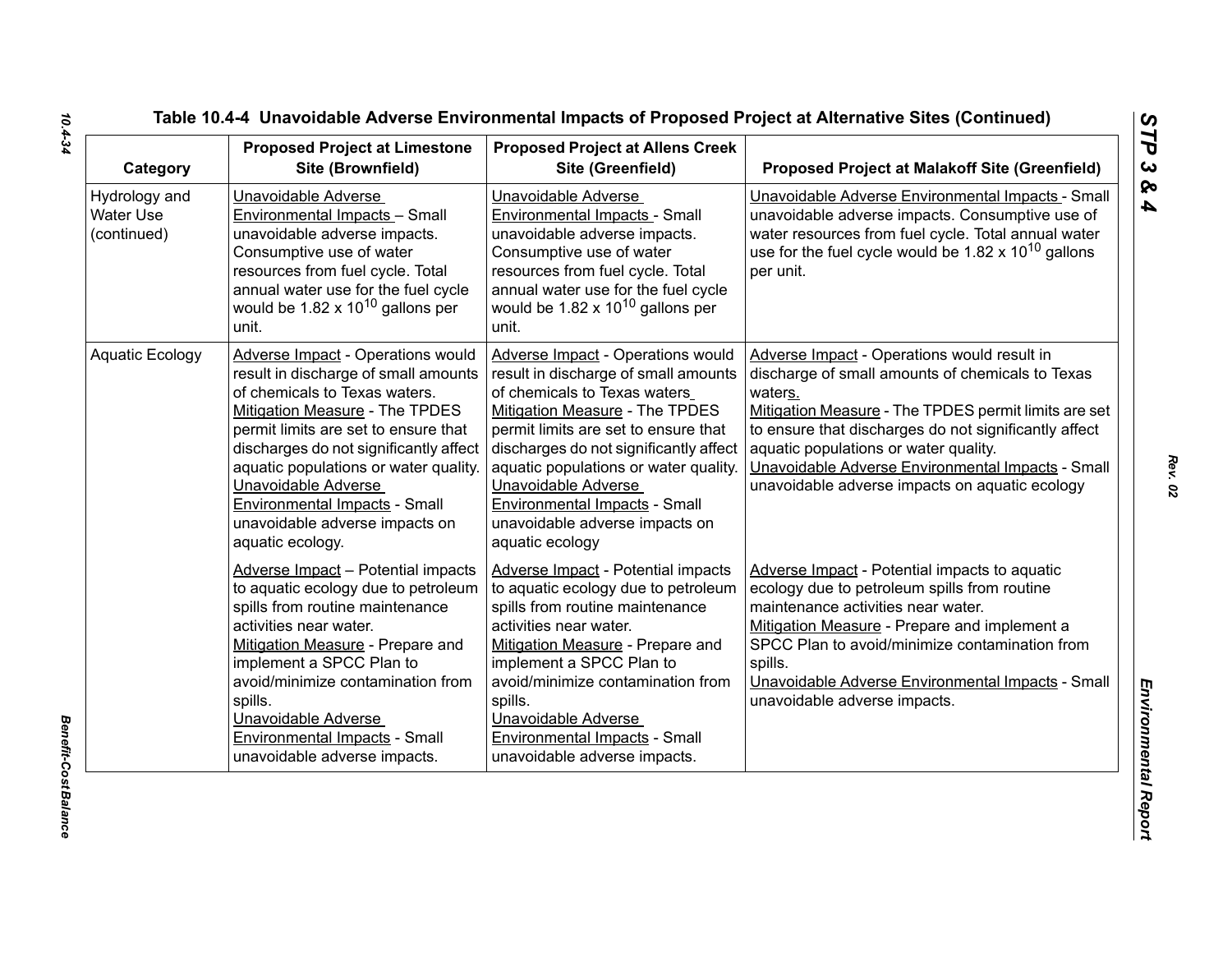## Table 10.4-4 Unavoidable Adverse Environmental Impacts of Proposed Project at Alternative Sites (Continued)

| Category | Proposed Project at Limestone Site (Brownfield) | Proposed Project at Allens Creek Site (Greenfield) | Proposed Project at Malakoff Site (Greenfield) |
|---|---|---|---|
| Hydrology and Water Use (continued) | Unavoidable Adverse Environmental Impacts – Small unavoidable adverse impacts. Consumptive use of water resources from fuel cycle. Total annual water use for the fuel cycle would be 1.82 x $10^{10}$ gallons per unit. | Unavoidable Adverse Environmental Impacts - Small unavoidable adverse impacts. Consumptive use of water resources from fuel cycle. Total annual water use for the fuel cycle would be 1.82 x $10^{10}$ gallons per unit. | Unavoidable Adverse Environmental Impacts - Small unavoidable adverse impacts. Consumptive use of water resources from fuel cycle. Total annual water use for the fuel cycle would be 1.82 x $10^{10}$ gallons per unit. |
| Aquatic Ecology | Adverse Impact - Operations would result in discharge of small amounts of chemicals to Texas waters.<br>Mitigation Measure - The TPDES permit limits are set to ensure that discharges do not significantly affect aquatic populations or water quality.<br>Unavoidable Adverse Environmental Impacts - Small unavoidable adverse impacts on aquatic ecology. | Adverse Impact - Operations would result in discharge of small amounts of chemicals to Texas waters<br>Mitigation Measure - The TPDES permit limits are set to ensure that discharges do not significantly affect aquatic populations or water quality.<br>Unavoidable Adverse Environmental Impacts - Small unavoidable adverse impacts on aquatic ecology | Adverse Impact - Operations would result in discharge of small amounts of chemicals to Texas waters.<br>Mitigation Measure - The TPDES permit limits are set to ensure that discharges do not significantly affect aquatic populations or water quality.<br>Unavoidable Adverse Environmental Impacts - Small unavoidable adverse impacts on aquatic ecology |
| | Adverse Impact – Potential impacts to aquatic ecology due to petroleum spills from routine maintenance activities near water.<br>Mitigation Measure - Prepare and implement a SPCC Plan to avoid/minimize contamination from spills.<br>Unavoidable Adverse Environmental Impacts - Small unavoidable adverse impacts. | Adverse Impact - Potential impacts to aquatic ecology due to petroleum spills from routine maintenance activities near water.<br>Mitigation Measure - Prepare and implement a SPCC Plan to avoid/minimize contamination from spills.<br>Unavoidable Adverse Environmental Impacts - Small unavoidable adverse impacts. | Adverse Impact - Potential impacts to aquatic ecology due to petroleum spills from routine maintenance activities near water.<br>Mitigation Measure - Prepare and implement a SPCC Plan to avoid/minimize contamination from spills.<br>Unavoidable Adverse Environmental Impacts - Small unavoidable adverse impacts. |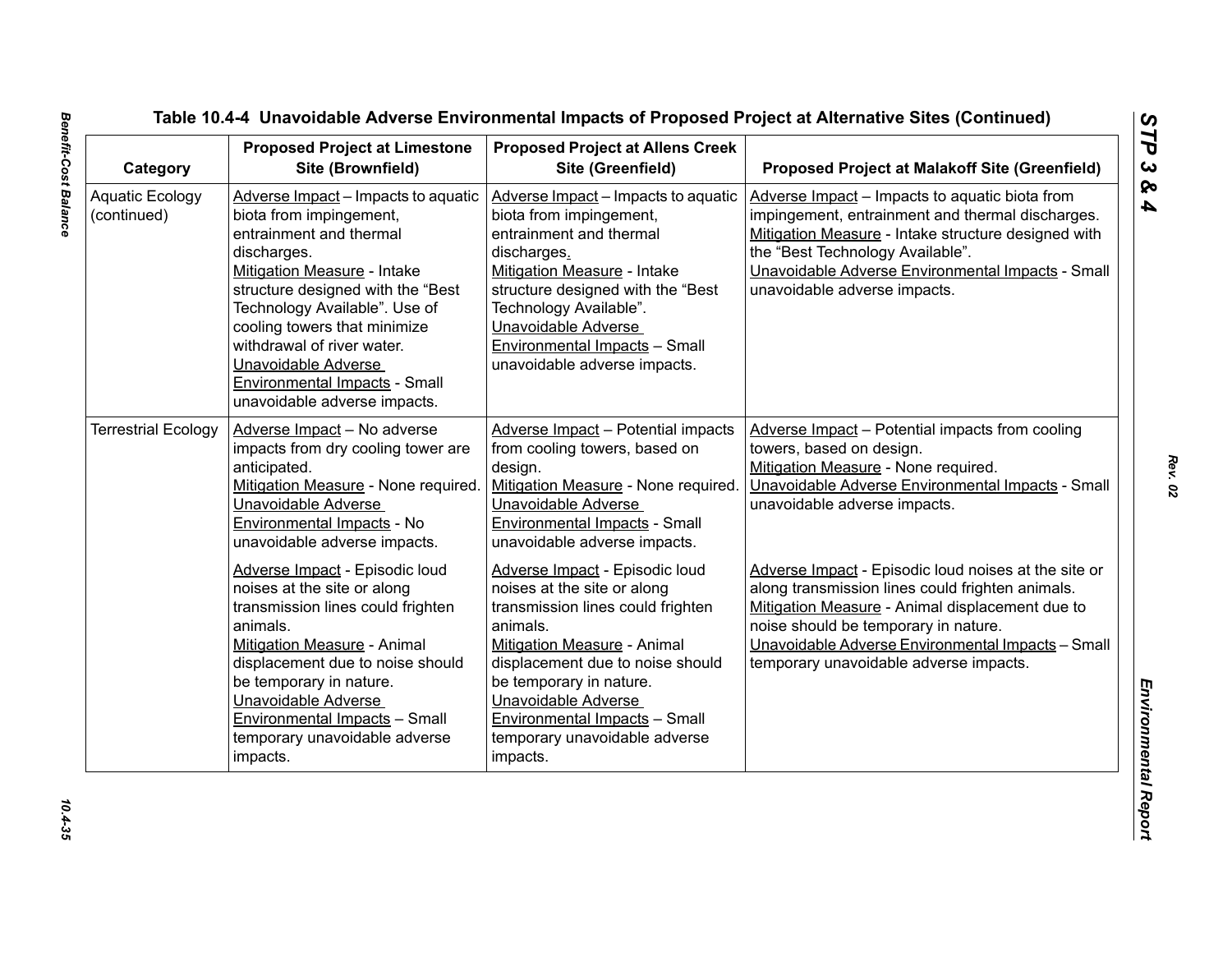**Table 10.4-4 Unavoidable Adverse Environmental Impacts of Proposed Project at Alternative Sites (Continued)**

| Category | Proposed Project at Limestone Site (Brownfield) | Proposed Project at Allens Creek Site (Greenfield) | Proposed Project at Malakoff Site (Greenfield) |
|---|---|---|---|
| Aquatic Ecology (continued) | Adverse Impact – Impacts to aquatic biota from impingement, entrainment and thermal discharges. Mitigation Measure - Intake structure designed with the "Best Technology Available". Use of cooling towers that minimize withdrawal of river water. Unavoidable Adverse Environmental Impacts - Small unavoidable adverse impacts. | Adverse Impact – Impacts to aquatic biota from impingement, entrainment and thermal discharges. Mitigation Measure - Intake structure designed with the "Best Technology Available". Unavoidable Adverse Environmental Impacts – Small unavoidable adverse impacts. | Adverse Impact – Impacts to aquatic biota from impingement, entrainment and thermal discharges. Mitigation Measure - Intake structure designed with the "Best Technology Available". Unavoidable Adverse Environmental Impacts - Small unavoidable adverse impacts. |
| Terrestrial Ecology | Adverse Impact – No adverse impacts from dry cooling tower are anticipated. Mitigation Measure - None required. Unavoidable Adverse Environmental Impacts - No unavoidable adverse impacts. | Adverse Impact – Potential impacts from cooling towers, based on design. Mitigation Measure - None required. Unavoidable Adverse Environmental Impacts - Small unavoidable adverse impacts. | Adverse Impact – Potential impacts from cooling towers, based on design. Mitigation Measure - None required. Unavoidable Adverse Environmental Impacts - Small unavoidable adverse impacts. |
| | Adverse Impact - Episodic loud noises at the site or along transmission lines could frighten animals. Mitigation Measure - Animal displacement due to noise should be temporary in nature. Unavoidable Adverse Environmental Impacts – Small temporary unavoidable adverse impacts. | Adverse Impact - Episodic loud noises at the site or along transmission lines could frighten animals. Mitigation Measure - Animal displacement due to noise should be temporary in nature. Unavoidable Adverse Environmental Impacts – Small temporary unavoidable adverse impacts. | Adverse Impact - Episodic loud noises at the site or along transmission lines could frighten animals. Mitigation Measure - Animal displacement due to noise should be temporary in nature. Unavoidable Adverse Environmental Impacts – Small temporary unavoidable adverse impacts. |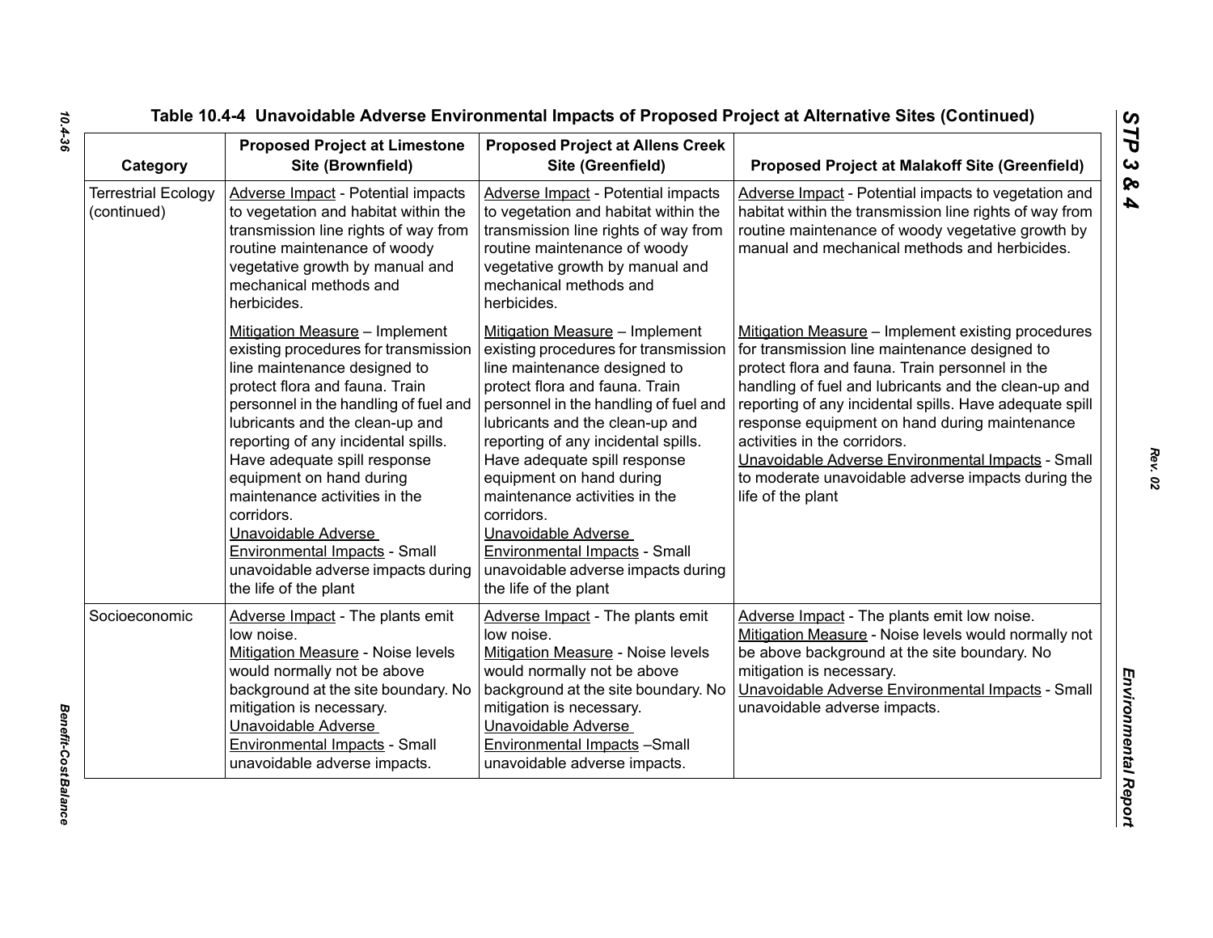Table 10.4-4 Unavoidable Adverse Environmental Impacts of Proposed Project at Alternative Sites (Continued)

| Category | Proposed Project at Limestone Site (Brownfield) | Proposed Project at Allens Creek Site (Greenfield) | Proposed Project at Malakoff Site (Greenfield) |
|---|---|---|---|
| Terrestrial Ecology (continued) | Adverse Impact - Potential impacts to vegetation and habitat within the transmission line rights of way from routine maintenance of woody vegetative growth by manual and mechanical methods and herbicides.<br><br>Mitigation Measure – Implement existing procedures for transmission line maintenance designed to protect flora and fauna. Train personnel in the handling of fuel and lubricants and the clean-up and reporting of any incidental spills. Have adequate spill response equipment on hand during maintenance activities in the corridors.<br>Unavoidable Adverse Environmental Impacts - Small unavoidable adverse impacts during the life of the plant | Adverse Impact - Potential impacts to vegetation and habitat within the transmission line rights of way from routine maintenance of woody vegetative growth by manual and mechanical methods and herbicides.<br><br>Mitigation Measure – Implement existing procedures for transmission line maintenance designed to protect flora and fauna. Train personnel in the handling of fuel and lubricants and the clean-up and reporting of any incidental spills. Have adequate spill response equipment on hand during maintenance activities in the corridors.<br>Unavoidable Adverse Environmental Impacts - Small unavoidable adverse impacts during the life of the plant | Adverse Impact - Potential impacts to vegetation and habitat within the transmission line rights of way from routine maintenance of woody vegetative growth by manual and mechanical methods and herbicides.<br><br>Mitigation Measure – Implement existing procedures for transmission line maintenance designed to protect flora and fauna. Train personnel in the handling of fuel and lubricants and the clean-up and reporting of any incidental spills. Have adequate spill response equipment on hand during maintenance activities in the corridors.<br>Unavoidable Adverse Environmental Impacts - Small to moderate unavoidable adverse impacts during the life of the plant |
| Socioeconomic | Adverse Impact - The plants emit low noise.<br>Mitigation Measure - Noise levels would normally not be above background at the site boundary. No mitigation is necessary.<br>Unavoidable Adverse Environmental Impacts - Small unavoidable adverse impacts. | Adverse Impact - The plants emit low noise.<br>Mitigation Measure - Noise levels would normally not be above background at the site boundary. No mitigation is necessary.<br>Unavoidable Adverse Environmental Impacts –Small unavoidable adverse impacts. | Adverse Impact - The plants emit low noise.<br>Mitigation Measure - Noise levels would normally not be above background at the site boundary. No mitigation is necessary.<br>Unavoidable Adverse Environmental Impacts - Small unavoidable adverse impacts. |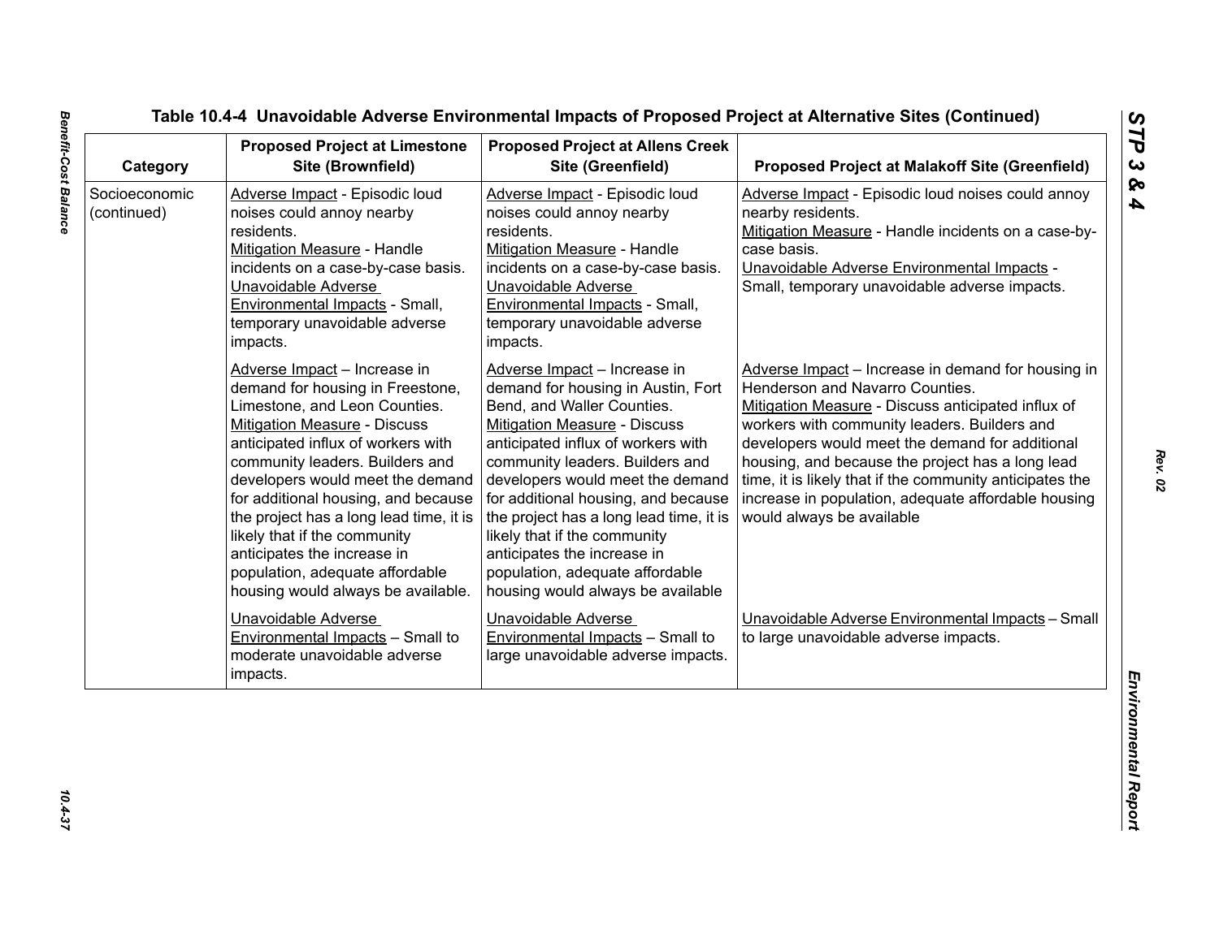**Table 10.4-4 Unavoidable Adverse Environmental Impacts of Proposed Project at Alternative Sites (Continued)**

| Category | Proposed Project at Limestone Site (Brownfield) | Proposed Project at Allens Creek Site (Greenfield) | Proposed Project at Malakoff Site (Greenfield) |
|---|---|---|---|
| Socioeconomic (continued) | Adverse Impact - Episodic loud noises could annoy nearby residents.<br>Mitigation Measure - Handle incidents on a case-by-case basis.<br>Unavoidable Adverse Environmental Impacts - Small, temporary unavoidable adverse impacts. | Adverse Impact - Episodic loud noises could annoy nearby residents.<br>Mitigation Measure - Handle incidents on a case-by-case basis.<br>Unavoidable Adverse Environmental Impacts - Small, temporary unavoidable adverse impacts. | Adverse Impact - Episodic loud noises could annoy nearby residents.<br>Mitigation Measure - Handle incidents on a case-by-case basis.<br>Unavoidable Adverse Environmental Impacts - Small, temporary unavoidable adverse impacts. |
| | Adverse Impact – Increase in demand for housing in Freestone, Limestone, and Leon Counties.<br>Mitigation Measure - Discuss anticipated influx of workers with community leaders. Builders and developers would meet the demand for additional housing, and because the project has a long lead time, it is likely that if the community anticipates the increase in population, adequate affordable housing would always be available.<br>Unavoidable Adverse Environmental Impacts – Small to moderate unavoidable adverse impacts. | Adverse Impact – Increase in demand for housing in Austin, Fort Bend, and Waller Counties.<br>Mitigation Measure - Discuss anticipated influx of workers with community leaders. Builders and developers would meet the demand for additional housing, and because the project has a long lead time, it is likely that if the community anticipates the increase in population, adequate affordable housing would always be available<br>Unavoidable Adverse Environmental Impacts – Small to large unavoidable adverse impacts. | Adverse Impact – Increase in demand for housing in Henderson and Navarro Counties.<br>Mitigation Measure - Discuss anticipated influx of workers with community leaders. Builders and developers would meet the demand for additional housing, and because the project has a long lead time, it is likely that if the community anticipates the increase in population, adequate affordable housing would always be available<br>Unavoidable Adverse Environmental Impacts – Small to large unavoidable adverse impacts. |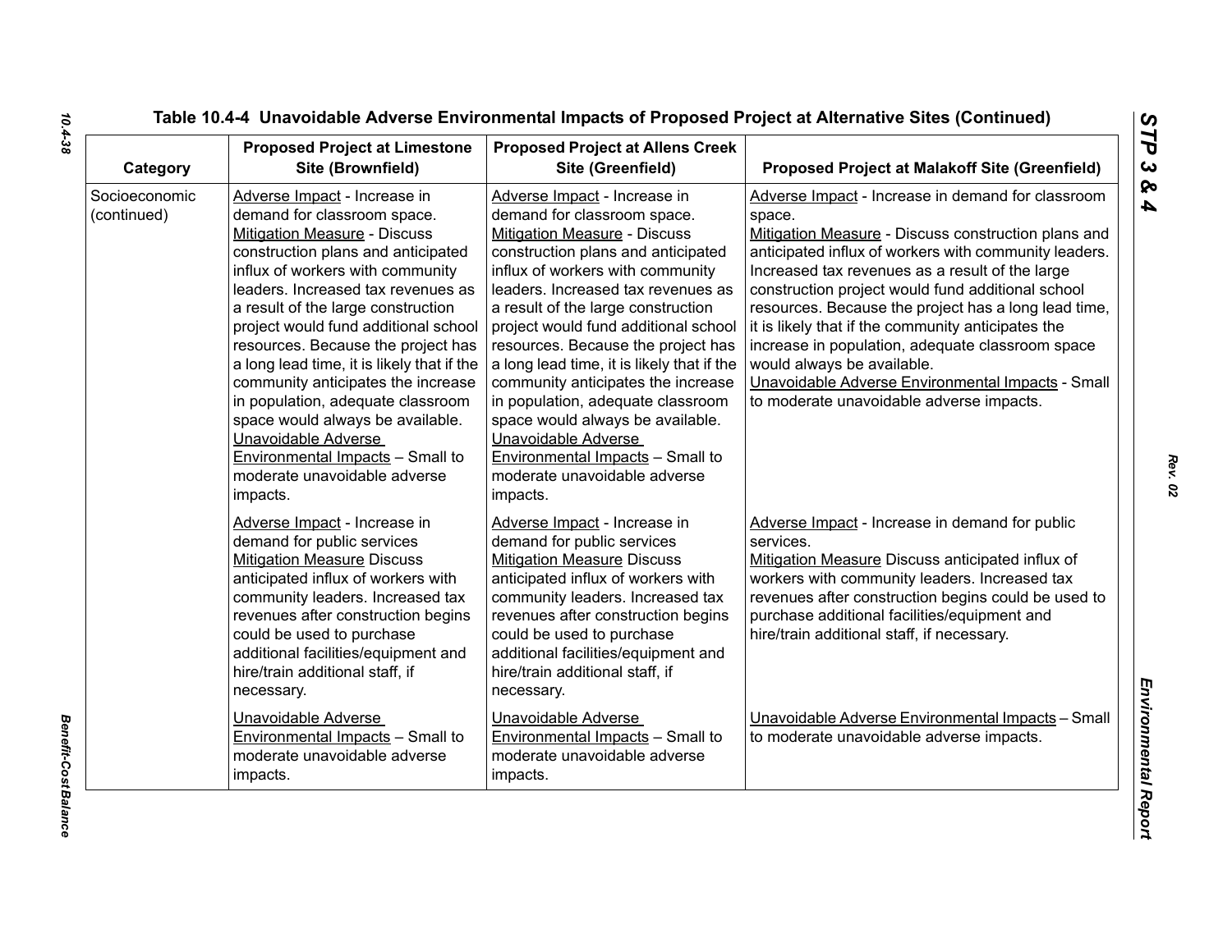**Table 10.4-4 Unavoidable Adverse Environmental Impacts of Proposed Project at Alternative Sites (Continued)**

| Category | Proposed Project at Limestone Site (Brownfield) | Proposed Project at Allens Creek Site (Greenfield) | Proposed Project at Malakoff Site (Greenfield) |
|---|---|---|---|
| Socioeconomic (continued) | Adverse Impact - Increase in demand for classroom space. Mitigation Measure - Discuss construction plans and anticipated influx of workers with community leaders. Increased tax revenues as a result of the large construction project would fund additional school resources. Because the project has a long lead time, it is likely that if the community anticipates the increase in population, adequate classroom space would always be available. Unavoidable Adverse Environmental Impacts – Small to moderate unavoidable adverse impacts. | Adverse Impact - Increase in demand for classroom space. Mitigation Measure - Discuss construction plans and anticipated influx of workers with community leaders. Increased tax revenues as a result of the large construction project would fund additional school resources. Because the project has a long lead time, it is likely that if the community anticipates the increase in population, adequate classroom space would always be available. Unavoidable Adverse Environmental Impacts – Small to moderate unavoidable adverse impacts. | Adverse Impact - Increase in demand for classroom space. Mitigation Measure - Discuss construction plans and anticipated influx of workers with community leaders. Increased tax revenues as a result of the large construction project would fund additional school resources. Because the project has a long lead time, it is likely that if the community anticipates the increase in population, adequate classroom space would always be available. Unavoidable Adverse Environmental Impacts - Small to moderate unavoidable adverse impacts. |
| | Adverse Impact - Increase in demand for public services Mitigation Measure Discuss anticipated influx of workers with community leaders. Increased tax revenues after construction begins could be used to purchase additional facilities/equipment and hire/train additional staff, if necessary. | Adverse Impact - Increase in demand for public services Mitigation Measure Discuss anticipated influx of workers with community leaders. Increased tax revenues after construction begins could be used to purchase additional facilities/equipment and hire/train additional staff, if necessary. | Adverse Impact - Increase in demand for public services. Mitigation Measure Discuss anticipated influx of workers with community leaders. Increased tax revenues after construction begins could be used to purchase additional facilities/equipment and hire/train additional staff, if necessary. |
| | Unavoidable Adverse Environmental Impacts – Small to moderate unavoidable adverse impacts. | Unavoidable Adverse Environmental Impacts – Small to moderate unavoidable adverse impacts. | Unavoidable Adverse Environmental Impacts – Small to moderate unavoidable adverse impacts. |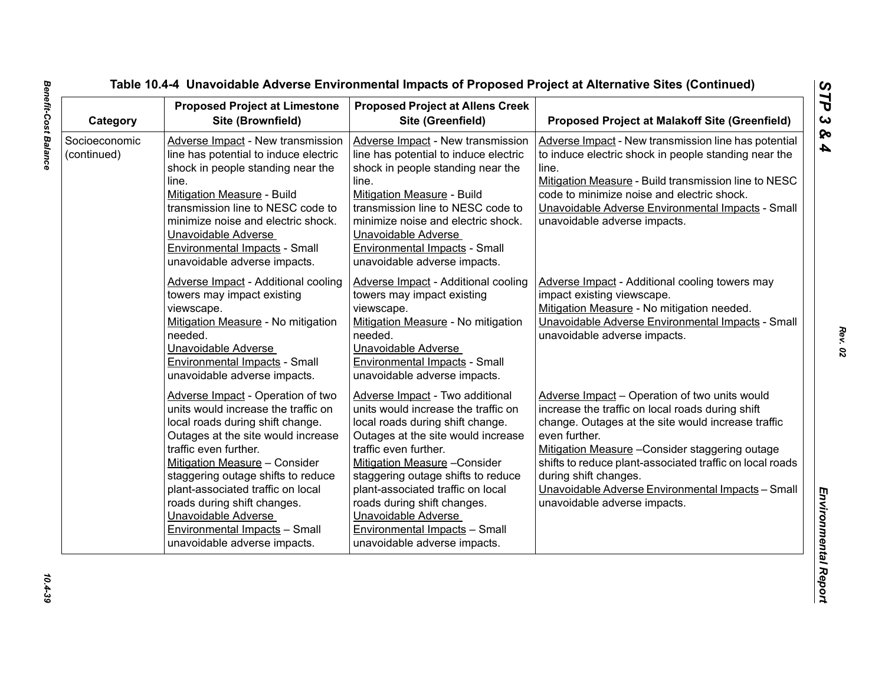**Table 10.4-4 Unavoidable Adverse Environmental Impacts of Proposed Project at Alternative Sites (Continued)**

| Category | Proposed Project at Limestone Site (Brownfield) | Proposed Project at Allens Creek Site (Greenfield) | Proposed Project at Malakoff Site (Greenfield) |
|---|---|---|---|
| Socioeconomic (continued) | Adverse Impact - New transmission line has potential to induce electric shock in people standing near the line.<br>Mitigation Measure - Build transmission line to NESC code to minimize noise and electric shock.<br>Unavoidable Adverse Environmental Impacts - Small unavoidable adverse impacts. | Adverse Impact - New transmission line has potential to induce electric shock in people standing near the line.<br>Mitigation Measure - Build transmission line to NESC code to minimize noise and electric shock.<br>Unavoidable Adverse Environmental Impacts - Small unavoidable adverse impacts. | Adverse Impact - New transmission line has potential to induce electric shock in people standing near the line.<br>Mitigation Measure - Build transmission line to NESC code to minimize noise and electric shock.<br>Unavoidable Adverse Environmental Impacts - Small unavoidable adverse impacts. |
| | Adverse Impact - Additional cooling towers may impact existing viewscape.<br>Mitigation Measure - No mitigation needed.<br>Unavoidable Adverse Environmental Impacts - Small unavoidable adverse impacts. | Adverse Impact - Additional cooling towers may impact existing viewscape.<br>Mitigation Measure - No mitigation needed.<br>Unavoidable Adverse Environmental Impacts - Small unavoidable adverse impacts. | Adverse Impact - Additional cooling towers may impact existing viewscape.<br>Mitigation Measure - No mitigation needed.<br>Unavoidable Adverse Environmental Impacts - Small unavoidable adverse impacts. |
| | Adverse Impact - Operation of two units would increase the traffic on local roads during shift change. Outages at the site would increase traffic even further.<br>Mitigation Measure – Consider staggering outage shifts to reduce plant-associated traffic on local roads during shift changes.<br>Unavoidable Adverse Environmental Impacts – Small unavoidable adverse impacts. | Adverse Impact - Two additional units would increase the traffic on local roads during shift change. Outages at the site would increase traffic even further.<br>Mitigation Measure –Consider staggering outage shifts to reduce plant-associated traffic on local roads during shift changes.<br>Unavoidable Adverse Environmental Impacts – Small unavoidable adverse impacts. | Adverse Impact – Operation of two units would increase the traffic on local roads during shift change. Outages at the site would increase traffic even further.<br>Mitigation Measure –Consider staggering outage shifts to reduce plant-associated traffic on local roads during shift changes.<br>Unavoidable Adverse Environmental Impacts – Small unavoidable adverse impacts. |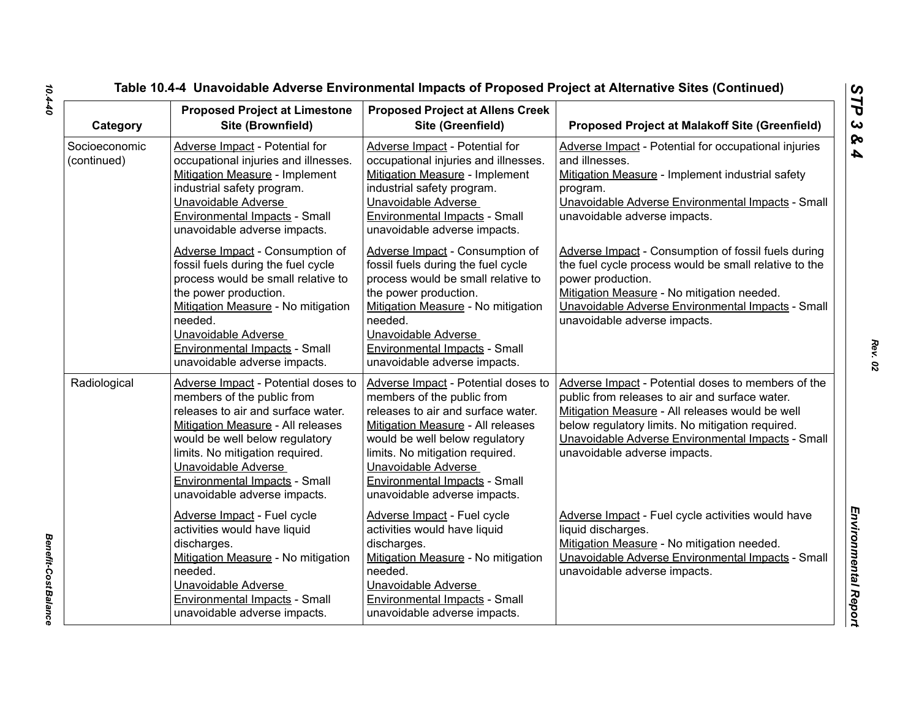**Table 10.4-4 Unavoidable Adverse Environmental Impacts of Proposed Project at Alternative Sites (Continued)**

| Category | Proposed Project at Limestone Site (Brownfield) | Proposed Project at Allens Creek Site (Greenfield) | Proposed Project at Malakoff Site (Greenfield) |
|---|---|---|---|
| Socioeconomic (continued) | Adverse Impact - Potential for occupational injuries and illnesses.<br>Mitigation Measure - Implement industrial safety program.<br>Unavoidable Adverse Environmental Impacts - Small unavoidable adverse impacts. | Adverse Impact - Potential for occupational injuries and illnesses.<br>Mitigation Measure - Implement industrial safety program.<br>Unavoidable Adverse Environmental Impacts - Small unavoidable adverse impacts. | Adverse Impact - Potential for occupational injuries and illnesses.<br>Mitigation Measure - Implement industrial safety program.<br>Unavoidable Adverse Environmental Impacts - Small unavoidable adverse impacts. |
| | Adverse Impact - Consumption of fossil fuels during the fuel cycle process would be small relative to the power production.<br>Mitigation Measure - No mitigation needed.<br>Unavoidable Adverse Environmental Impacts - Small unavoidable adverse impacts. | Adverse Impact - Consumption of fossil fuels during the fuel cycle process would be small relative to the power production.<br>Mitigation Measure - No mitigation needed.<br>Unavoidable Adverse Environmental Impacts - Small unavoidable adverse impacts. | Adverse Impact - Consumption of fossil fuels during the fuel cycle process would be small relative to the power production.<br>Mitigation Measure - No mitigation needed.<br>Unavoidable Adverse Environmental Impacts - Small unavoidable adverse impacts. |
| Radiological | Adverse Impact - Potential doses to members of the public from releases to air and surface water.<br>Mitigation Measure - All releases would be well below regulatory limits. No mitigation required.<br>Unavoidable Adverse Environmental Impacts - Small unavoidable adverse impacts. | Adverse Impact - Potential doses to members of the public from releases to air and surface water.<br>Mitigation Measure - All releases would be well below regulatory limits. No mitigation required.<br>Unavoidable Adverse Environmental Impacts - Small unavoidable adverse impacts. | Adverse Impact - Potential doses to members of the public from releases to air and surface water.<br>Mitigation Measure - All releases would be well below regulatory limits. No mitigation required.<br>Unavoidable Adverse Environmental Impacts - Small unavoidable adverse impacts. |
| | Adverse Impact - Fuel cycle activities would have liquid discharges.<br>Mitigation Measure - No mitigation needed.<br>Unavoidable Adverse Environmental Impacts - Small unavoidable adverse impacts. | Adverse Impact - Fuel cycle activities would have liquid discharges.<br>Mitigation Measure - No mitigation needed.<br>Unavoidable Adverse Environmental Impacts - Small unavoidable adverse impacts. | Adverse Impact - Fuel cycle activities would have liquid discharges.<br>Mitigation Measure - No mitigation needed.<br>Unavoidable Adverse Environmental Impacts - Small unavoidable adverse impacts. |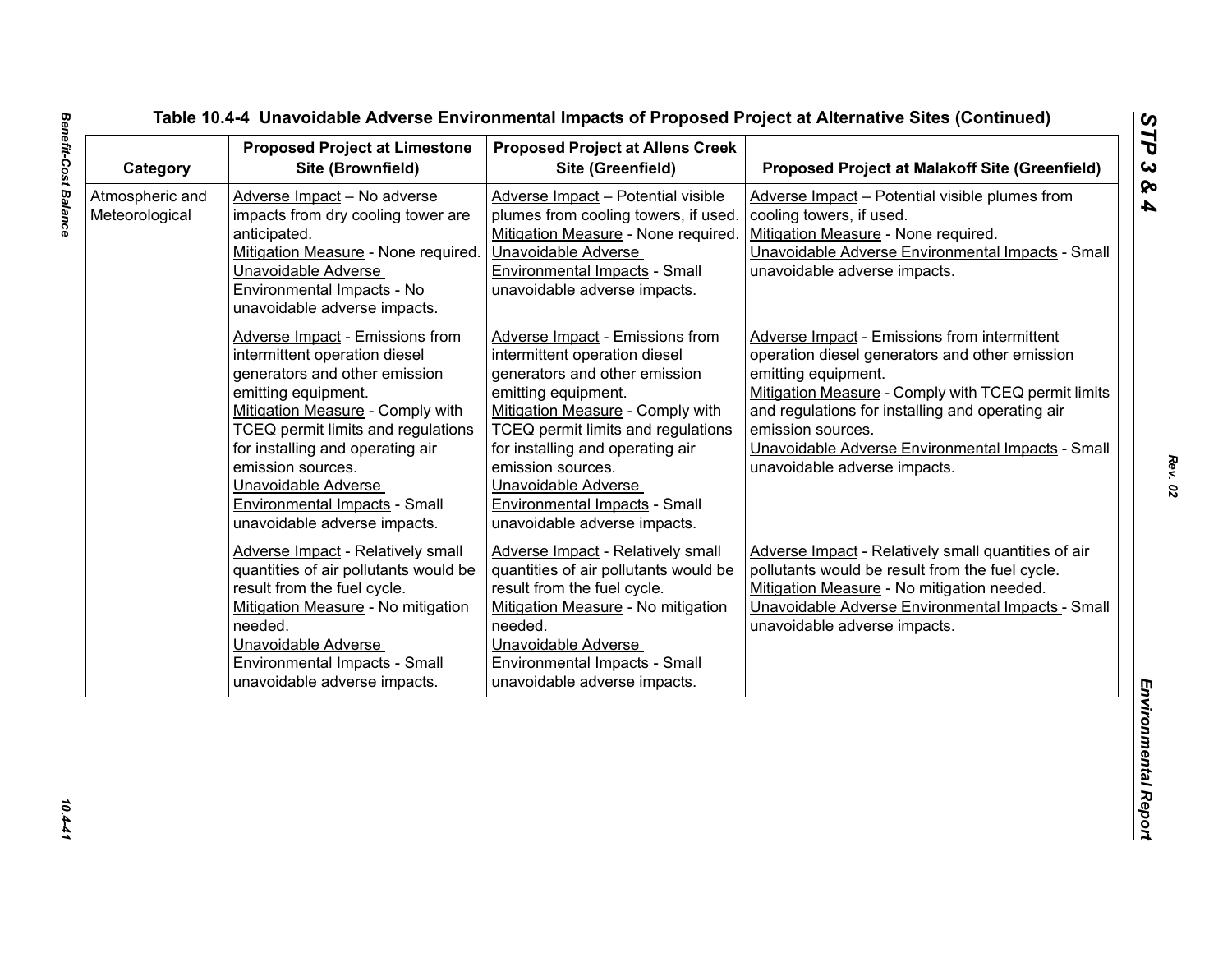## Table 10.4-4 Unavoidable Adverse Environmental Impacts of Proposed Project at Alternative Sites (Continued)

| Category | Proposed Project at Limestone Site (Brownfield) | Proposed Project at Allens Creek Site (Greenfield) | Proposed Project at Malakoff Site (Greenfield) |
|---|---|---|---|
| Atmospheric and Meteorological | Adverse Impact – No adverse impacts from dry cooling tower are anticipated.<br>Mitigation Measure - None required.<br>Unavoidable Adverse Environmental Impacts - No unavoidable adverse impacts. | Adverse Impact – Potential visible plumes from cooling towers, if used.<br>Mitigation Measure - None required.<br>Unavoidable Adverse Environmental Impacts - Small unavoidable adverse impacts. | Adverse Impact – Potential visible plumes from cooling towers, if used.<br>Mitigation Measure - None required.<br>Unavoidable Adverse Environmental Impacts - Small unavoidable adverse impacts. |
| | Adverse Impact - Emissions from intermittent operation diesel generators and other emission emitting equipment.<br>Mitigation Measure - Comply with TCEQ permit limits and regulations for installing and operating air emission sources.<br>Unavoidable Adverse Environmental Impacts - Small unavoidable adverse impacts. | Adverse Impact - Emissions from intermittent operation diesel generators and other emission emitting equipment.<br>Mitigation Measure - Comply with TCEQ permit limits and regulations for installing and operating air emission sources.<br>Unavoidable Adverse Environmental Impacts - Small unavoidable adverse impacts. | Adverse Impact - Emissions from intermittent operation diesel generators and other emission emitting equipment.<br>Mitigation Measure - Comply with TCEQ permit limits and regulations for installing and operating air emission sources.<br>Unavoidable Adverse Environmental Impacts - Small unavoidable adverse impacts. |
| | Adverse Impact - Relatively small quantities of air pollutants would be result from the fuel cycle.<br>Mitigation Measure - No mitigation needed.<br>Unavoidable Adverse Environmental Impacts - Small unavoidable adverse impacts. | Adverse Impact - Relatively small quantities of air pollutants would be result from the fuel cycle.<br>Mitigation Measure - No mitigation needed.<br>Unavoidable Adverse Environmental Impacts - Small unavoidable adverse impacts. | Adverse Impact - Relatively small quantities of air pollutants would be result from the fuel cycle.<br>Mitigation Measure - No mitigation needed.<br>Unavoidable Adverse Environmental Impacts - Small unavoidable adverse impacts. |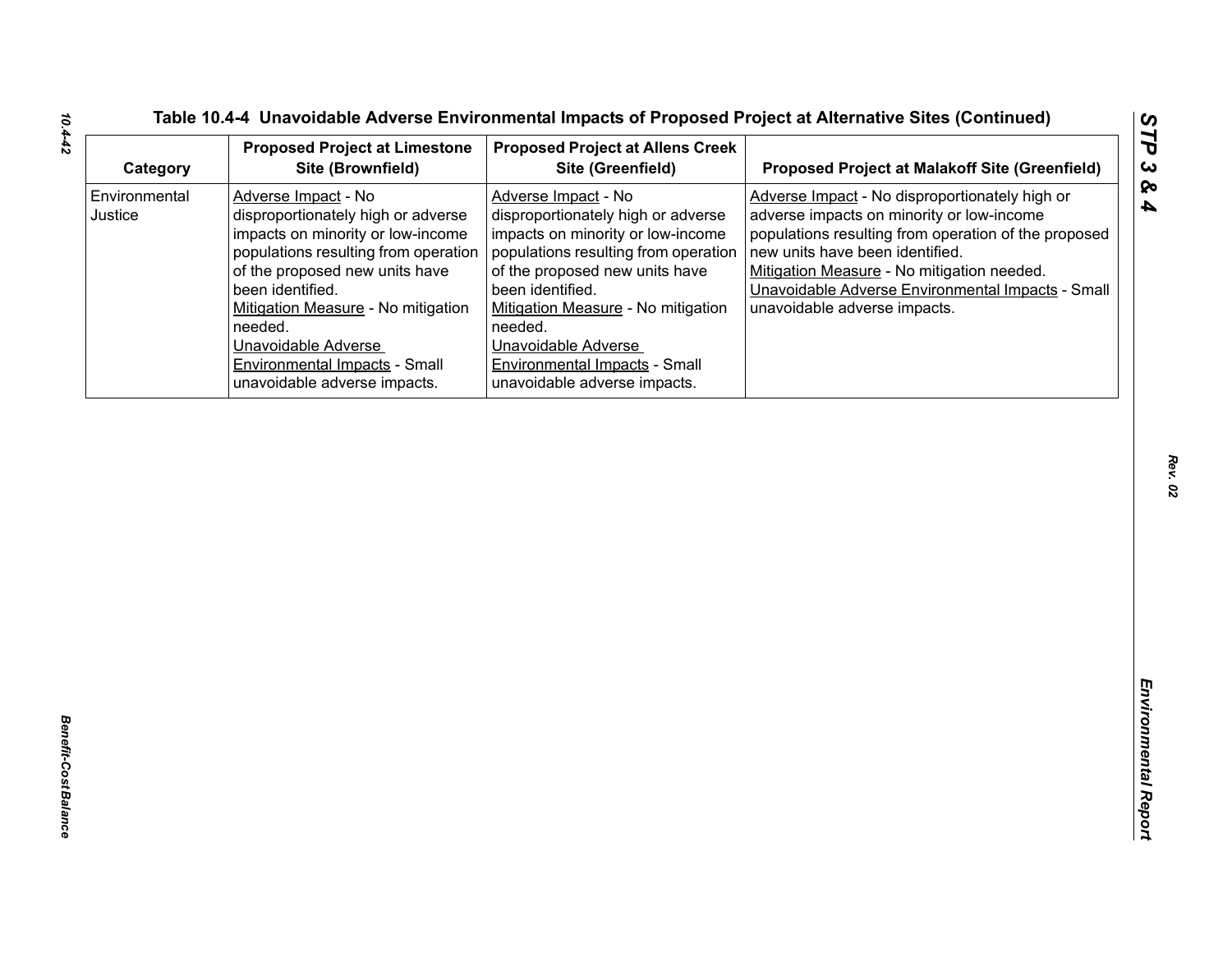### Table 10.4-4 Unavoidable Adverse Environmental Impacts of Proposed Project at Alternative Sites (Continued)

| Category | Proposed Project at Limestone Site (Brownfield) | Proposed Project at Allens Creek Site (Greenfield) | Proposed Project at Malakoff Site (Greenfield) |
|---|---|---|---|
| Environmental Justice | Adverse Impact - No disproportionately high or adverse impacts on minority or low-income populations resulting from operation of the proposed new units have been identified.<br>Mitigation Measure - No mitigation needed.<br>Unavoidable Adverse Environmental Impacts - Small unavoidable adverse impacts. | Adverse Impact - No disproportionately high or adverse impacts on minority or low-income populations resulting from operation of the proposed new units have been identified.<br>Mitigation Measure - No mitigation needed.<br>Unavoidable Adverse Environmental Impacts - Small unavoidable adverse impacts. | Adverse Impact - No disproportionately high or adverse impacts on minority or low-income populations resulting from operation of the proposed new units have been identified.<br>Mitigation Measure - No mitigation needed.<br>Unavoidable Adverse Environmental Impacts - Small unavoidable adverse impacts. |